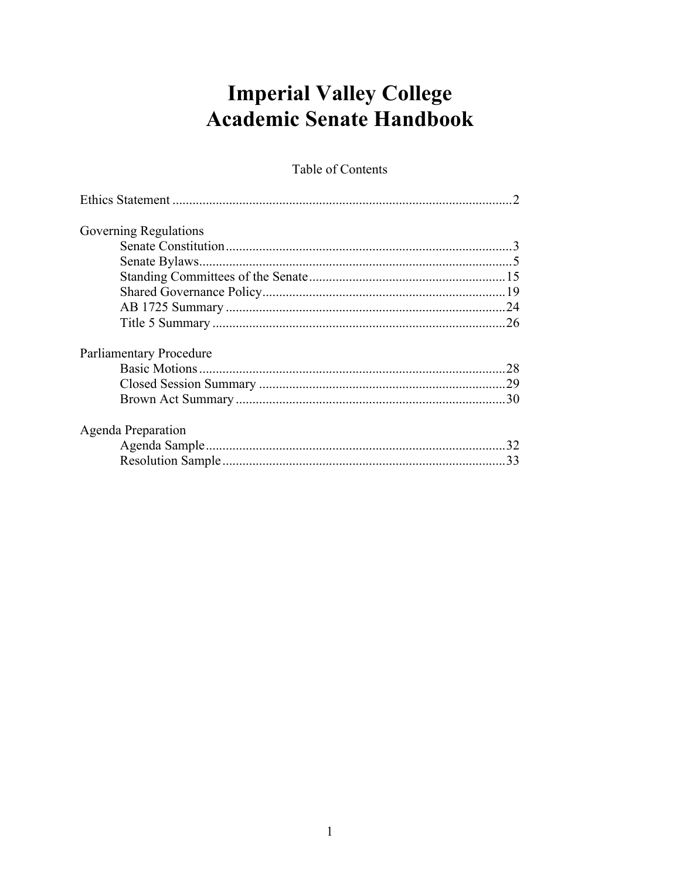# Imperial Valley College
# Academic Senate Handbook

Table of Contents

Ethics Statement ....................................................................................................2

Governing Regulations

- Senate Constitution ....................................................................................3
- Senate Bylaws.............................................................................................5
- Standing Committees of the Senate ..........................................................15
- Shared Governance Policy........................................................................19
- AB 1725 Summary ...................................................................................24
- Title 5 Summary .......................................................................................26

Parliamentary Procedure

- Basic Motions ...........................................................................................28
- Closed Session Summary .........................................................................29
- Brown Act Summary ................................................................................30

Agenda Preparation

- Agenda Sample.........................................................................................32
- Resolution Sample ....................................................................................33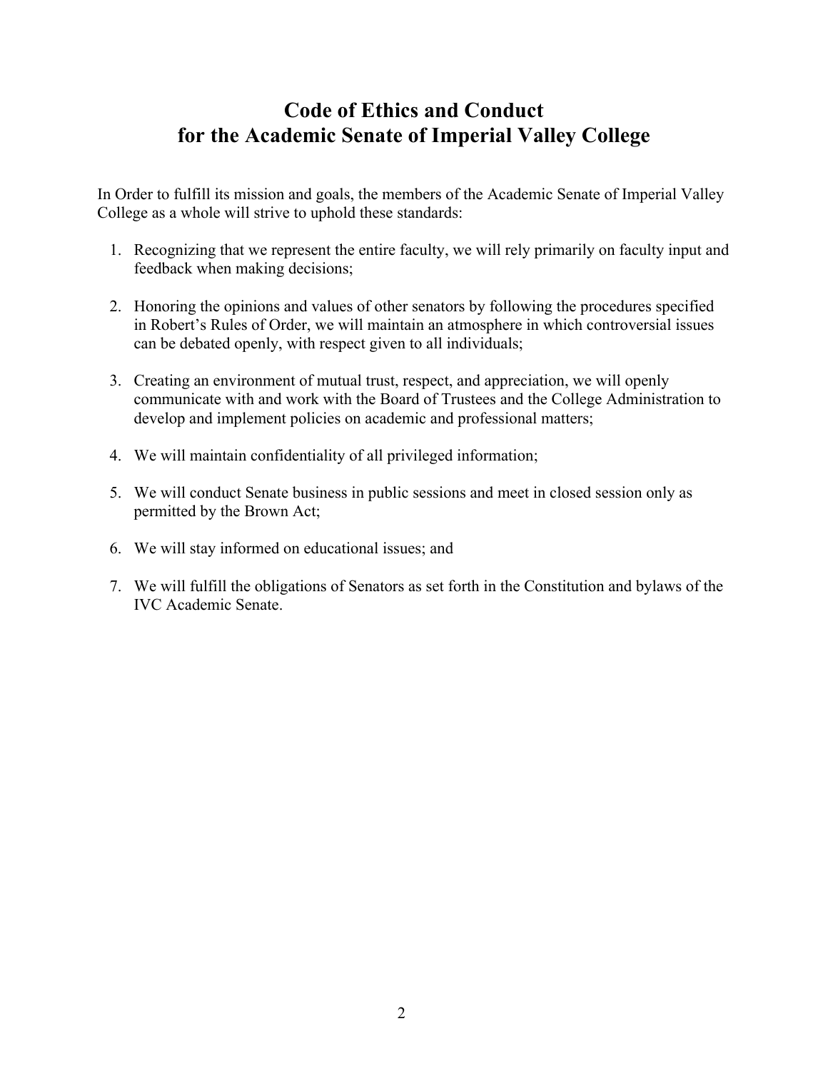# Code of Ethics and Conduct for the Academic Senate of Imperial Valley College

In Order to fulfill its mission and goals, the members of the Academic Senate of Imperial Valley College as a whole will strive to uphold these standards:

1. Recognizing that we represent the entire faculty, we will rely primarily on faculty input and feedback when making decisions;

2. Honoring the opinions and values of other senators by following the procedures specified in Robert's Rules of Order, we will maintain an atmosphere in which controversial issues can be debated openly, with respect given to all individuals;

3. Creating an environment of mutual trust, respect, and appreciation, we will openly communicate with and work with the Board of Trustees and the College Administration to develop and implement policies on academic and professional matters;

4. We will maintain confidentiality of all privileged information;

5. We will conduct Senate business in public sessions and meet in closed session only as permitted by the Brown Act;

6. We will stay informed on educational issues; and

7. We will fulfill the obligations of Senators as set forth in the Constitution and bylaws of the IVC Academic Senate.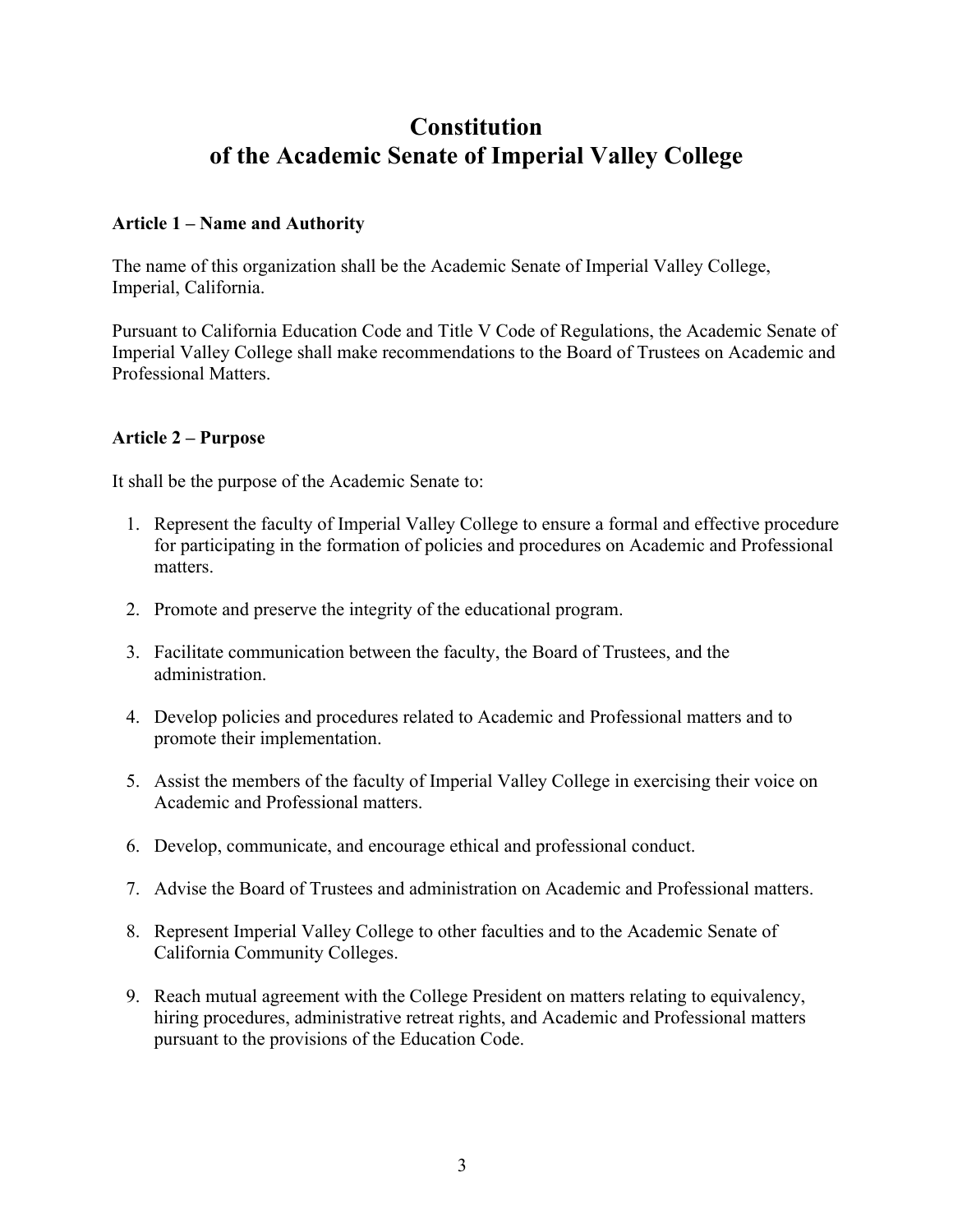# Constitution of the Academic Senate of Imperial Valley College

### Article 1 – Name and Authority

The name of this organization shall be the Academic Senate of Imperial Valley College, Imperial, California.

Pursuant to California Education Code and Title V Code of Regulations, the Academic Senate of Imperial Valley College shall make recommendations to the Board of Trustees on Academic and Professional Matters.

### Article 2 – Purpose

It shall be the purpose of the Academic Senate to:

1. Represent the faculty of Imperial Valley College to ensure a formal and effective procedure for participating in the formation of policies and procedures on Academic and Professional matters.

2. Promote and preserve the integrity of the educational program.

3. Facilitate communication between the faculty, the Board of Trustees, and the administration.

4. Develop policies and procedures related to Academic and Professional matters and to promote their implementation.

5. Assist the members of the faculty of Imperial Valley College in exercising their voice on Academic and Professional matters.

6. Develop, communicate, and encourage ethical and professional conduct.

7. Advise the Board of Trustees and administration on Academic and Professional matters.

8. Represent Imperial Valley College to other faculties and to the Academic Senate of California Community Colleges.

9. Reach mutual agreement with the College President on matters relating to equivalency, hiring procedures, administrative retreat rights, and Academic and Professional matters pursuant to the provisions of the Education Code.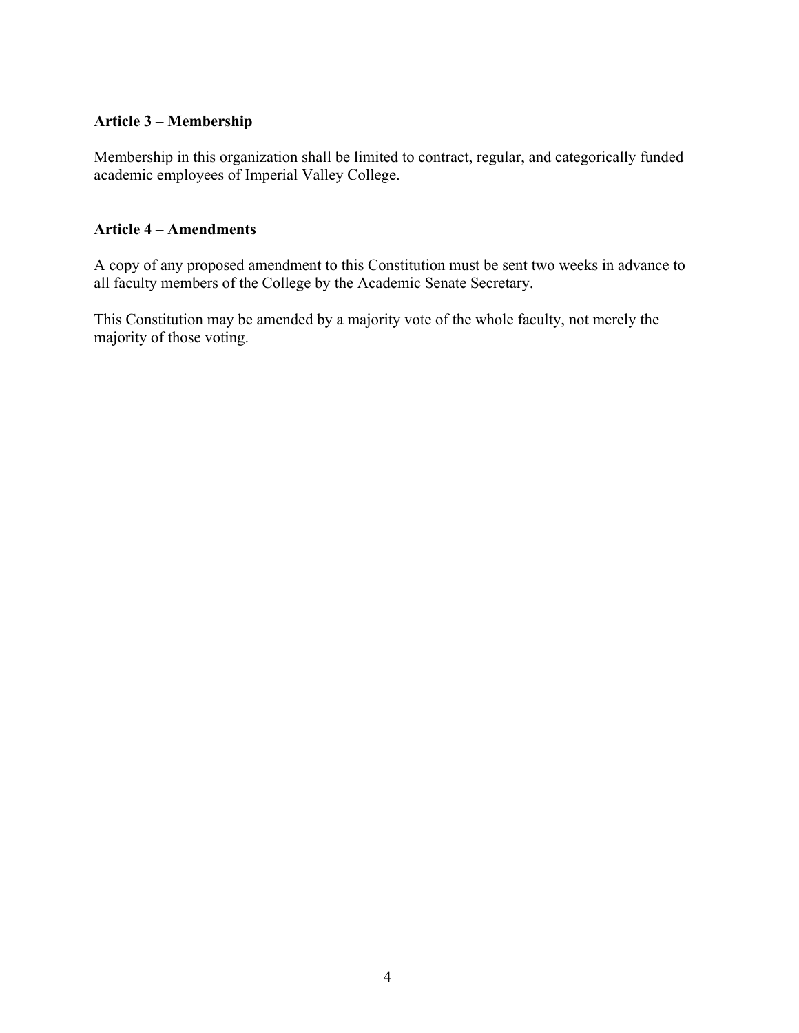**Article 3 – Membership**

Membership in this organization shall be limited to contract, regular, and categorically funded academic employees of Imperial Valley College.

**Article 4 – Amendments**

A copy of any proposed amendment to this Constitution must be sent two weeks in advance to all faculty members of the College by the Academic Senate Secretary.

This Constitution may be amended by a majority vote of the whole faculty, not merely the majority of those voting.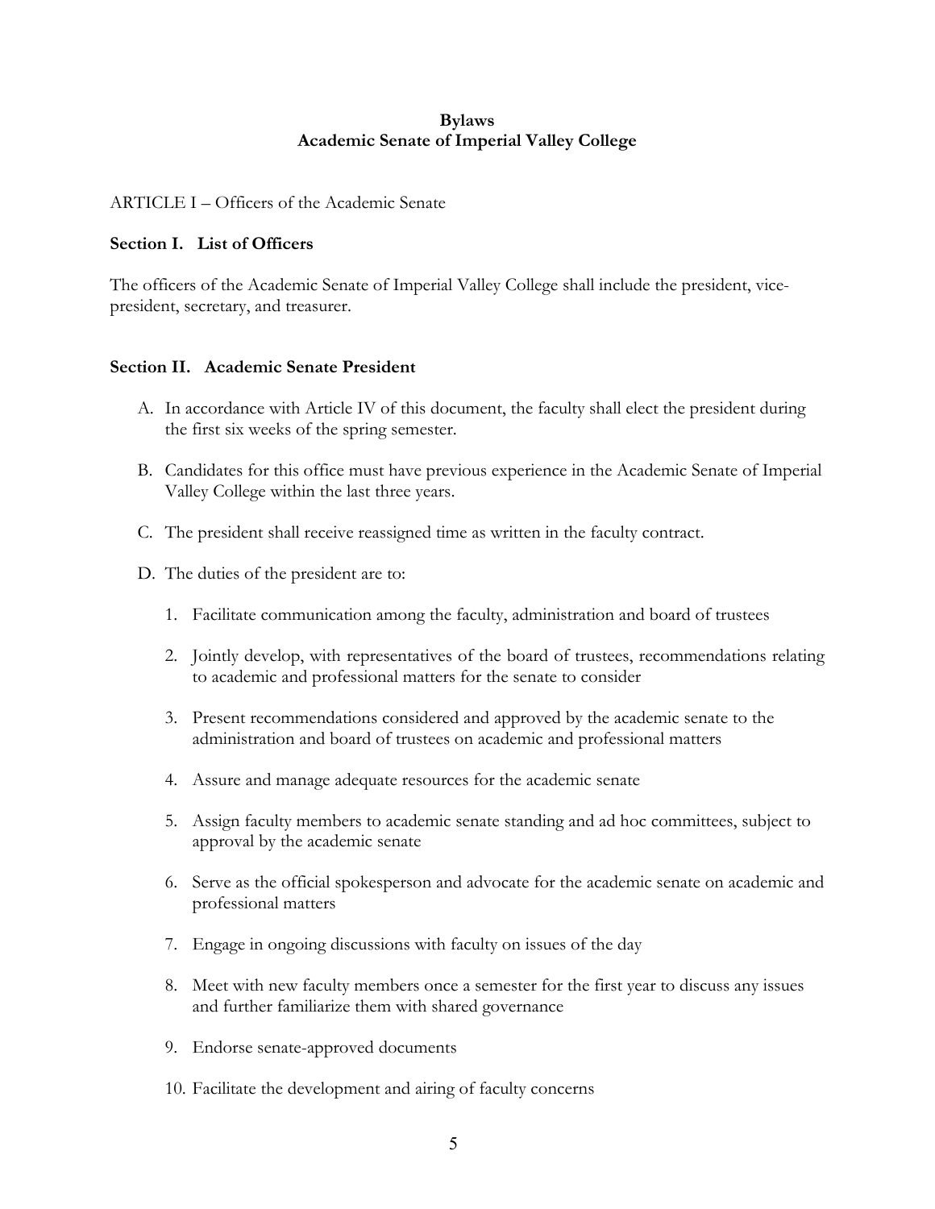**Bylaws**
**Academic Senate of Imperial Valley College**

ARTICLE I – Officers of the Academic Senate

**Section I. List of Officers**

The officers of the Academic Senate of Imperial Valley College shall include the president, vice-president, secretary, and treasurer.

**Section II. Academic Senate President**

A. In accordance with Article IV of this document, the faculty shall elect the president during the first six weeks of the spring semester.

B. Candidates for this office must have previous experience in the Academic Senate of Imperial Valley College within the last three years.

C. The president shall receive reassigned time as written in the faculty contract.

D. The duties of the president are to:

1. Facilitate communication among the faculty, administration and board of trustees
2. Jointly develop, with representatives of the board of trustees, recommendations relating to academic and professional matters for the senate to consider
3. Present recommendations considered and approved by the academic senate to the administration and board of trustees on academic and professional matters
4. Assure and manage adequate resources for the academic senate
5. Assign faculty members to academic senate standing and ad hoc committees, subject to approval by the academic senate
6. Serve as the official spokesperson and advocate for the academic senate on academic and professional matters
7. Engage in ongoing discussions with faculty on issues of the day
8. Meet with new faculty members once a semester for the first year to discuss any issues and further familiarize them with shared governance
9. Endorse senate-approved documents
10. Facilitate the development and airing of faculty concerns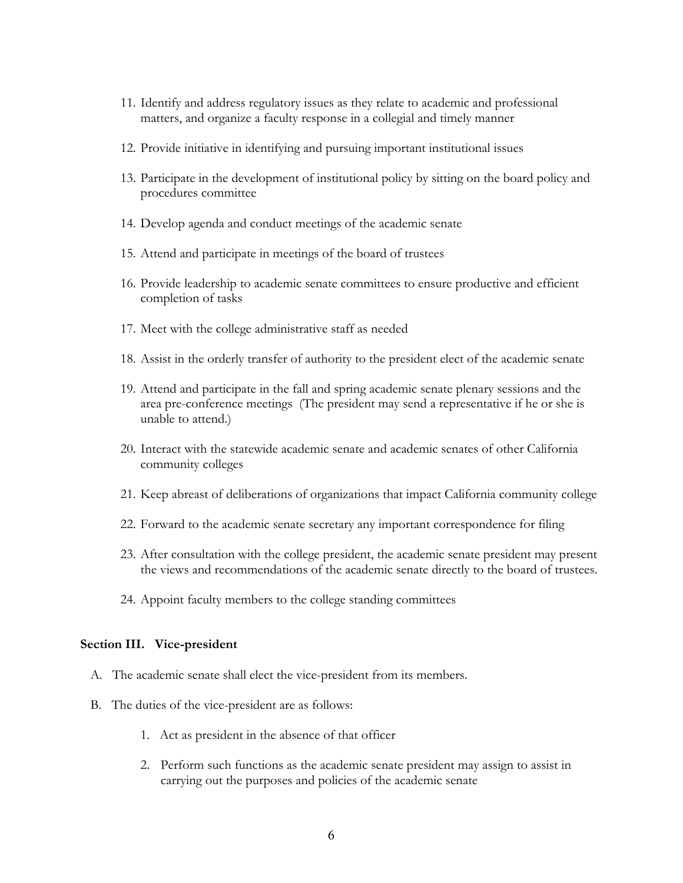11. Identify and address regulatory issues as they relate to academic and professional matters, and organize a faculty response in a collegial and timely manner

12. Provide initiative in identifying and pursuing important institutional issues

13. Participate in the development of institutional policy by sitting on the board policy and procedures committee

14. Develop agenda and conduct meetings of the academic senate

15. Attend and participate in meetings of the board of trustees

16. Provide leadership to academic senate committees to ensure productive and efficient completion of tasks

17. Meet with the college administrative staff as needed

18. Assist in the orderly transfer of authority to the president elect of the academic senate

19. Attend and participate in the fall and spring academic senate plenary sessions and the area pre-conference meetings (The president may send a representative if he or she is unable to attend.)

20. Interact with the statewide academic senate and academic senates of other California community colleges

21. Keep abreast of deliberations of organizations that impact California community college

22. Forward to the academic senate secretary any important correspondence for filing

23. After consultation with the college president, the academic senate president may present the views and recommendations of the academic senate directly to the board of trustees.

24. Appoint faculty members to the college standing committees

### Section III. Vice-president

A. The academic senate shall elect the vice-president from its members.

B. The duties of the vice-president are as follows:

   1. Act as president in the absence of that officer

   2. Perform such functions as the academic senate president may assign to assist in carrying out the purposes and policies of the academic senate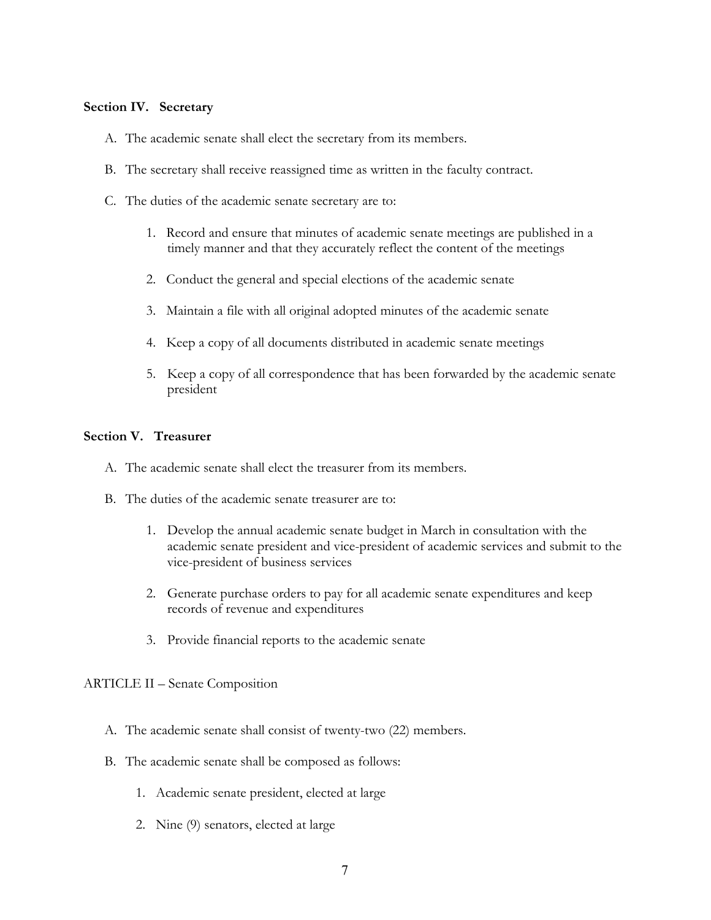**Section IV. Secretary**

A. The academic senate shall elect the secretary from its members.

B. The secretary shall receive reassigned time as written in the faculty contract.

C. The duties of the academic senate secretary are to:

1. Record and ensure that minutes of academic senate meetings are published in a timely manner and that they accurately reflect the content of the meetings

2. Conduct the general and special elections of the academic senate

3. Maintain a file with all original adopted minutes of the academic senate

4. Keep a copy of all documents distributed in academic senate meetings

5. Keep a copy of all correspondence that has been forwarded by the academic senate president

**Section V. Treasurer**

A. The academic senate shall elect the treasurer from its members.

B. The duties of the academic senate treasurer are to:

1. Develop the annual academic senate budget in March in consultation with the academic senate president and vice-president of academic services and submit to the vice-president of business services

2. Generate purchase orders to pay for all academic senate expenditures and keep records of revenue and expenditures

3. Provide financial reports to the academic senate

ARTICLE II – Senate Composition

A. The academic senate shall consist of twenty-two (22) members.

B. The academic senate shall be composed as follows:

1. Academic senate president, elected at large

2. Nine (9) senators, elected at large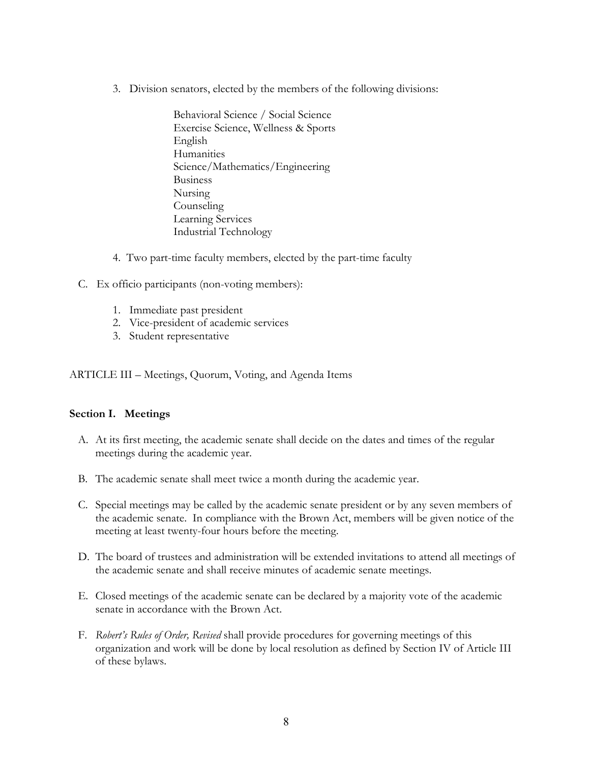3. Division senators, elected by the members of the following divisions:

    Behavioral Science / Social Science
    Exercise Science, Wellness & Sports
    English
    Humanities
    Science/Mathematics/Engineering
    Business
    Nursing
    Counseling
    Learning Services
    Industrial Technology

4. Two part-time faculty members, elected by the part-time faculty

C. Ex officio participants (non-voting members):

1. Immediate past president
2. Vice-president of academic services
3. Student representative

ARTICLE III – Meetings, Quorum, Voting, and Agenda Items

**Section I. Meetings**

A. At its first meeting, the academic senate shall decide on the dates and times of the regular meetings during the academic year.

B. The academic senate shall meet twice a month during the academic year.

C. Special meetings may be called by the academic senate president or by any seven members of the academic senate. In compliance with the Brown Act, members will be given notice of the meeting at least twenty-four hours before the meeting.

D. The board of trustees and administration will be extended invitations to attend all meetings of the academic senate and shall receive minutes of academic senate meetings.

E. Closed meetings of the academic senate can be declared by a majority vote of the academic senate in accordance with the Brown Act.

F. *Robert's Rules of Order, Revised* shall provide procedures for governing meetings of this organization and work will be done by local resolution as defined by Section IV of Article III of these bylaws.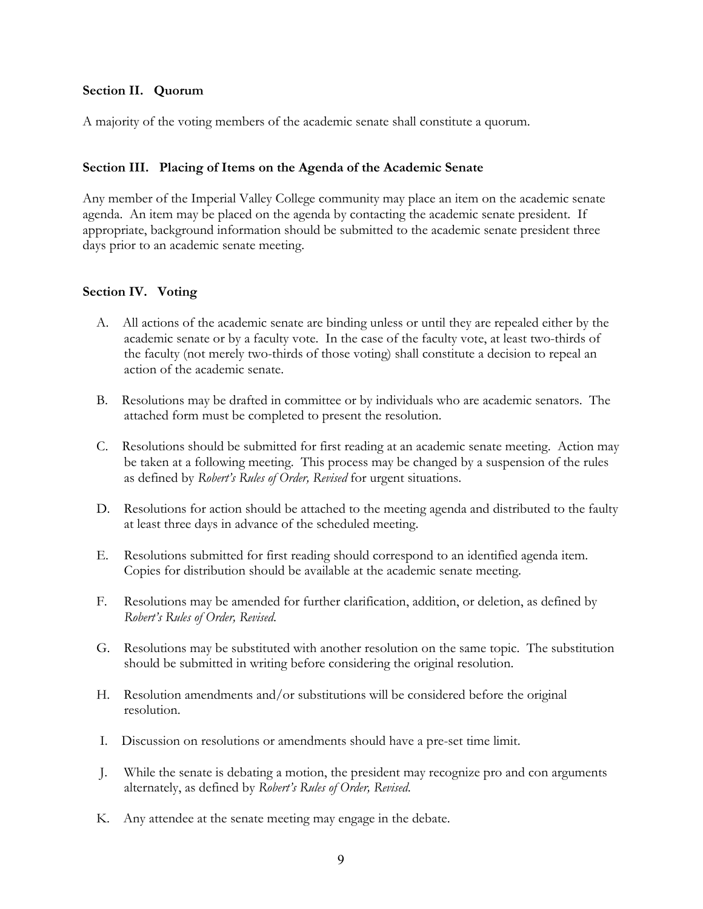### Section II. Quorum

A majority of the voting members of the academic senate shall constitute a quorum.

### Section III. Placing of Items on the Agenda of the Academic Senate

Any member of the Imperial Valley College community may place an item on the academic senate agenda. An item may be placed on the agenda by contacting the academic senate president. If appropriate, background information should be submitted to the academic senate president three days prior to an academic senate meeting.

### Section IV. Voting

A. All actions of the academic senate are binding unless or until they are repealed either by the academic senate or by a faculty vote. In the case of the faculty vote, at least two-thirds of the faculty (not merely two-thirds of those voting) shall constitute a decision to repeal an action of the academic senate.

B. Resolutions may be drafted in committee or by individuals who are academic senators. The attached form must be completed to present the resolution.

C. Resolutions should be submitted for first reading at an academic senate meeting. Action may be taken at a following meeting. This process may be changed by a suspension of the rules as defined by *Robert's Rules of Order, Revised* for urgent situations.

D. Resolutions for action should be attached to the meeting agenda and distributed to the faulty at least three days in advance of the scheduled meeting.

E. Resolutions submitted for first reading should correspond to an identified agenda item. Copies for distribution should be available at the academic senate meeting.

F. Resolutions may be amended for further clarification, addition, or deletion, as defined by *Robert's Rules of Order, Revised.*

G. Resolutions may be substituted with another resolution on the same topic. The substitution should be submitted in writing before considering the original resolution.

H. Resolution amendments and/or substitutions will be considered before the original resolution.

I. Discussion on resolutions or amendments should have a pre-set time limit.

J. While the senate is debating a motion, the president may recognize pro and con arguments alternately, as defined by *Robert's Rules of Order, Revised.*

K. Any attendee at the senate meeting may engage in the debate.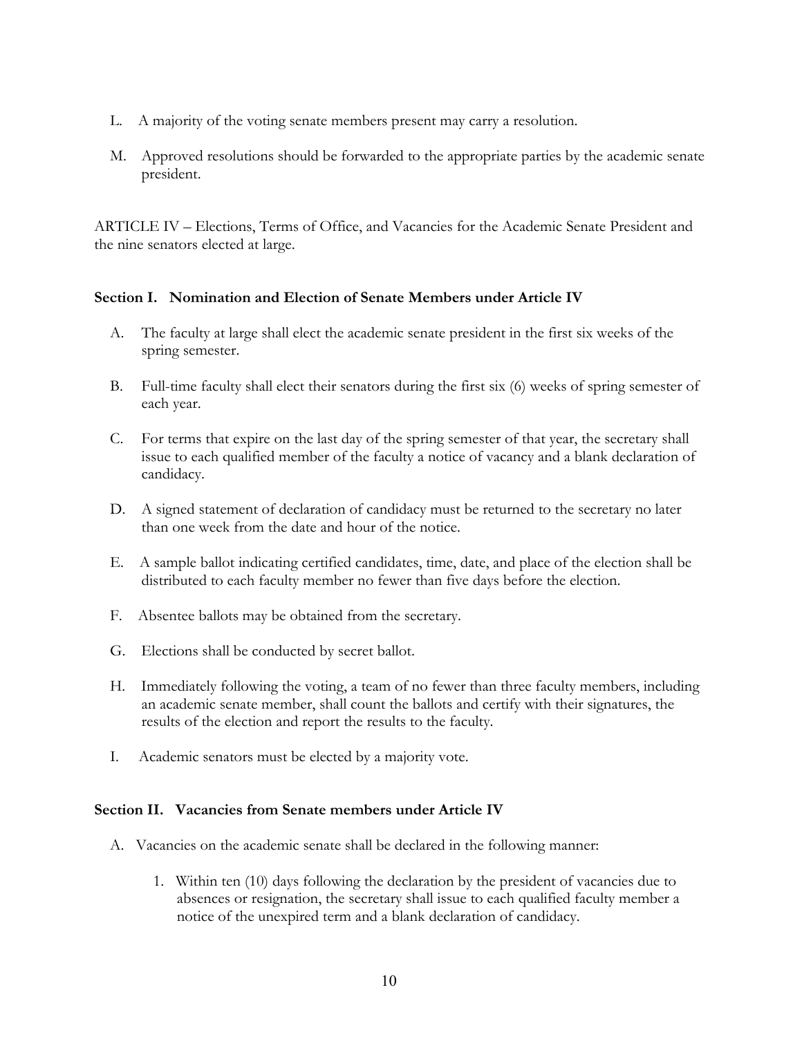L. A majority of the voting senate members present may carry a resolution.

M. Approved resolutions should be forwarded to the appropriate parties by the academic senate president.

ARTICLE IV – Elections, Terms of Office, and Vacancies for the Academic Senate President and the nine senators elected at large.

**Section I. Nomination and Election of Senate Members under Article IV**

A. The faculty at large shall elect the academic senate president in the first six weeks of the spring semester.

B. Full-time faculty shall elect their senators during the first six (6) weeks of spring semester of each year.

C. For terms that expire on the last day of the spring semester of that year, the secretary shall issue to each qualified member of the faculty a notice of vacancy and a blank declaration of candidacy.

D. A signed statement of declaration of candidacy must be returned to the secretary no later than one week from the date and hour of the notice.

E. A sample ballot indicating certified candidates, time, date, and place of the election shall be distributed to each faculty member no fewer than five days before the election.

F. Absentee ballots may be obtained from the secretary.

G. Elections shall be conducted by secret ballot.

H. Immediately following the voting, a team of no fewer than three faculty members, including an academic senate member, shall count the ballots and certify with their signatures, the results of the election and report the results to the faculty.

I. Academic senators must be elected by a majority vote.

**Section II. Vacancies from Senate members under Article IV**

A. Vacancies on the academic senate shall be declared in the following manner:

1. Within ten (10) days following the declaration by the president of vacancies due to absences or resignation, the secretary shall issue to each qualified faculty member a notice of the unexpired term and a blank declaration of candidacy.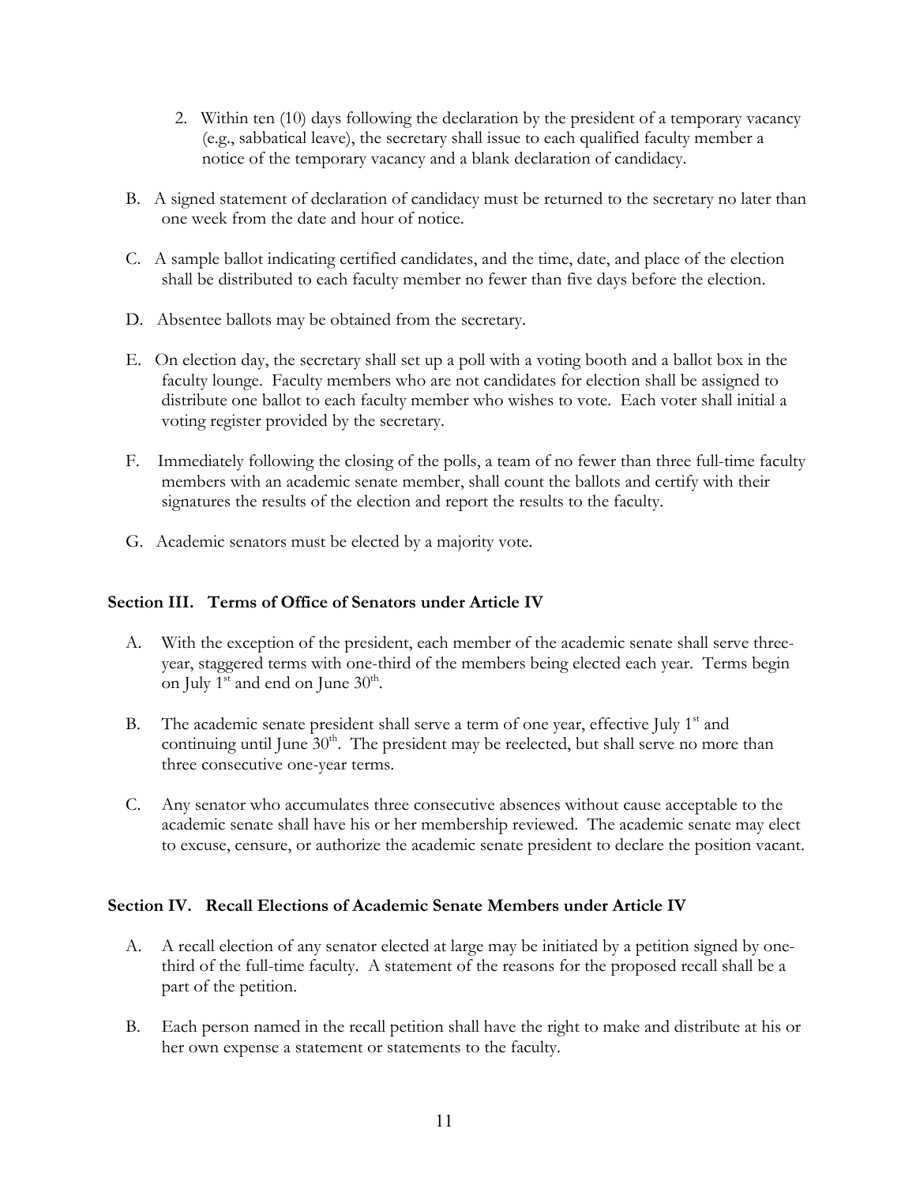2. Within ten (10) days following the declaration by the president of a temporary vacancy (e.g., sabbatical leave), the secretary shall issue to each qualified faculty member a notice of the temporary vacancy and a blank declaration of candidacy.

B. A signed statement of declaration of candidacy must be returned to the secretary no later than one week from the date and hour of notice.

C. A sample ballot indicating certified candidates, and the time, date, and place of the election shall be distributed to each faculty member no fewer than five days before the election.

D. Absentee ballots may be obtained from the secretary.

E. On election day, the secretary shall set up a poll with a voting booth and a ballot box in the faculty lounge. Faculty members who are not candidates for election shall be assigned to distribute one ballot to each faculty member who wishes to vote. Each voter shall initial a voting register provided by the secretary.

F. Immediately following the closing of the polls, a team of no fewer than three full-time faculty members with an academic senate member, shall count the ballots and certify with their signatures the results of the election and report the results to the faculty.

G. Academic senators must be elected by a majority vote.

**Section III. Terms of Office of Senators under Article IV**

A. With the exception of the president, each member of the academic senate shall serve three-year, staggered terms with one-third of the members being elected each year. Terms begin on July 1st and end on June 30th.

B. The academic senate president shall serve a term of one year, effective July 1st and continuing until June 30th. The president may be reelected, but shall serve no more than three consecutive one-year terms.

C. Any senator who accumulates three consecutive absences without cause acceptable to the academic senate shall have his or her membership reviewed. The academic senate may elect to excuse, censure, or authorize the academic senate president to declare the position vacant.

**Section IV. Recall Elections of Academic Senate Members under Article IV**

A. A recall election of any senator elected at large may be initiated by a petition signed by one-third of the full-time faculty. A statement of the reasons for the proposed recall shall be a part of the petition.

B. Each person named in the recall petition shall have the right to make and distribute at his or her own expense a statement or statements to the faculty.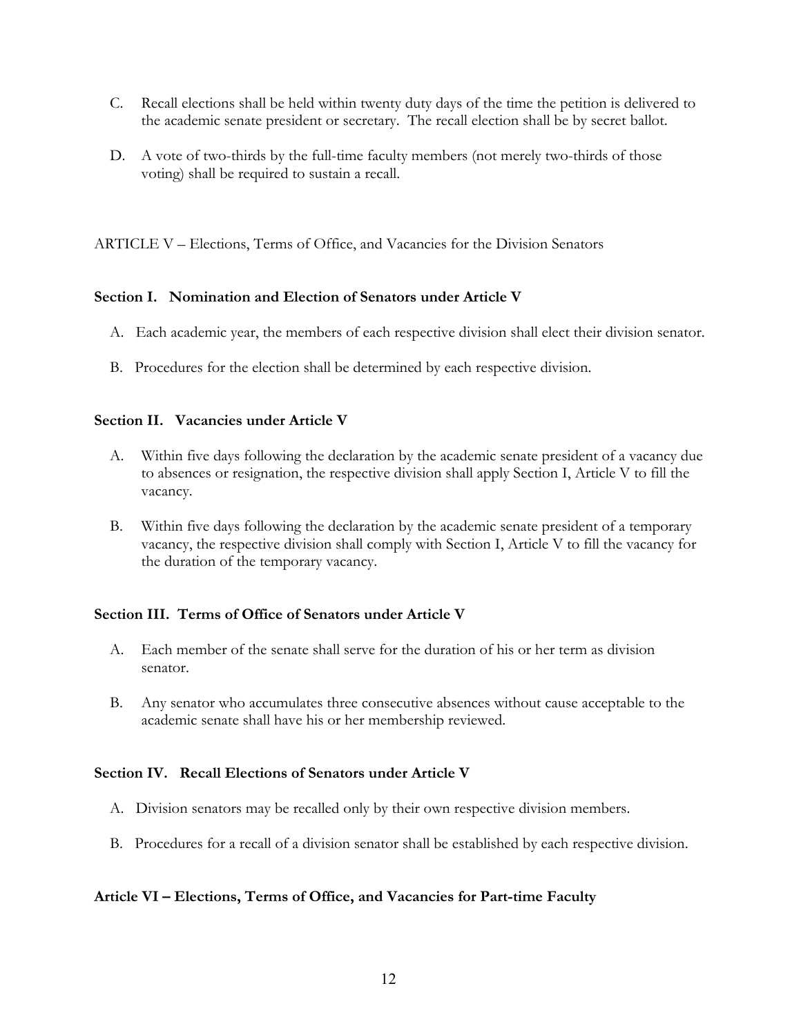C. Recall elections shall be held within twenty duty days of the time the petition is delivered to the academic senate president or secretary. The recall election shall be by secret ballot.

D. A vote of two-thirds by the full-time faculty members (not merely two-thirds of those voting) shall be required to sustain a recall.

## ARTICLE V – Elections, Terms of Office, and Vacancies for the Division Senators

### Section I. Nomination and Election of Senators under Article V

A. Each academic year, the members of each respective division shall elect their division senator.

B. Procedures for the election shall be determined by each respective division.

### Section II. Vacancies under Article V

A. Within five days following the declaration by the academic senate president of a vacancy due to absences or resignation, the respective division shall apply Section I, Article V to fill the vacancy.

B. Within five days following the declaration by the academic senate president of a temporary vacancy, the respective division shall comply with Section I, Article V to fill the vacancy for the duration of the temporary vacancy.

### Section III. Terms of Office of Senators under Article V

A. Each member of the senate shall serve for the duration of his or her term as division senator.

B. Any senator who accumulates three consecutive absences without cause acceptable to the academic senate shall have his or her membership reviewed.

### Section IV. Recall Elections of Senators under Article V

A. Division senators may be recalled only by their own respective division members.

B. Procedures for a recall of a division senator shall be established by each respective division.

## Article VI – Elections, Terms of Office, and Vacancies for Part-time Faculty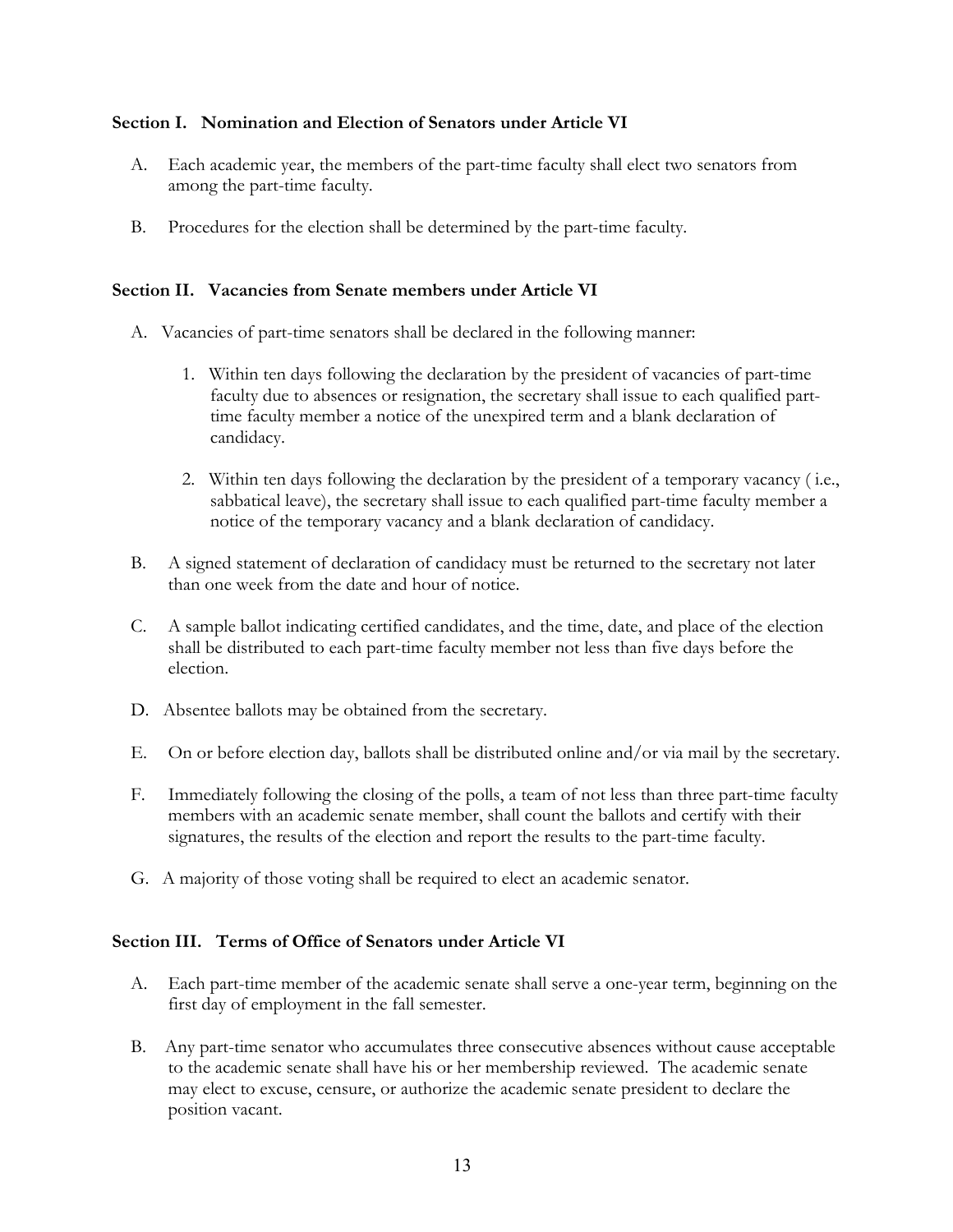### Section I. Nomination and Election of Senators under Article VI

A. Each academic year, the members of the part-time faculty shall elect two senators from among the part-time faculty.

B. Procedures for the election shall be determined by the part-time faculty.

### Section II. Vacancies from Senate members under Article VI

A. Vacancies of part-time senators shall be declared in the following manner:

1. Within ten days following the declaration by the president of vacancies of part-time faculty due to absences or resignation, the secretary shall issue to each qualified part-time faculty member a notice of the unexpired term and a blank declaration of candidacy.

2. Within ten days following the declaration by the president of a temporary vacancy ( i.e., sabbatical leave), the secretary shall issue to each qualified part-time faculty member a notice of the temporary vacancy and a blank declaration of candidacy.

B. A signed statement of declaration of candidacy must be returned to the secretary not later than one week from the date and hour of notice.

C. A sample ballot indicating certified candidates, and the time, date, and place of the election shall be distributed to each part-time faculty member not less than five days before the election.

D. Absentee ballots may be obtained from the secretary.

E. On or before election day, ballots shall be distributed online and/or via mail by the secretary.

F. Immediately following the closing of the polls, a team of not less than three part-time faculty members with an academic senate member, shall count the ballots and certify with their signatures, the results of the election and report the results to the part-time faculty.

G. A majority of those voting shall be required to elect an academic senator.

### Section III. Terms of Office of Senators under Article VI

A. Each part-time member of the academic senate shall serve a one-year term, beginning on the first day of employment in the fall semester.

B. Any part-time senator who accumulates three consecutive absences without cause acceptable to the academic senate shall have his or her membership reviewed. The academic senate may elect to excuse, censure, or authorize the academic senate president to declare the position vacant.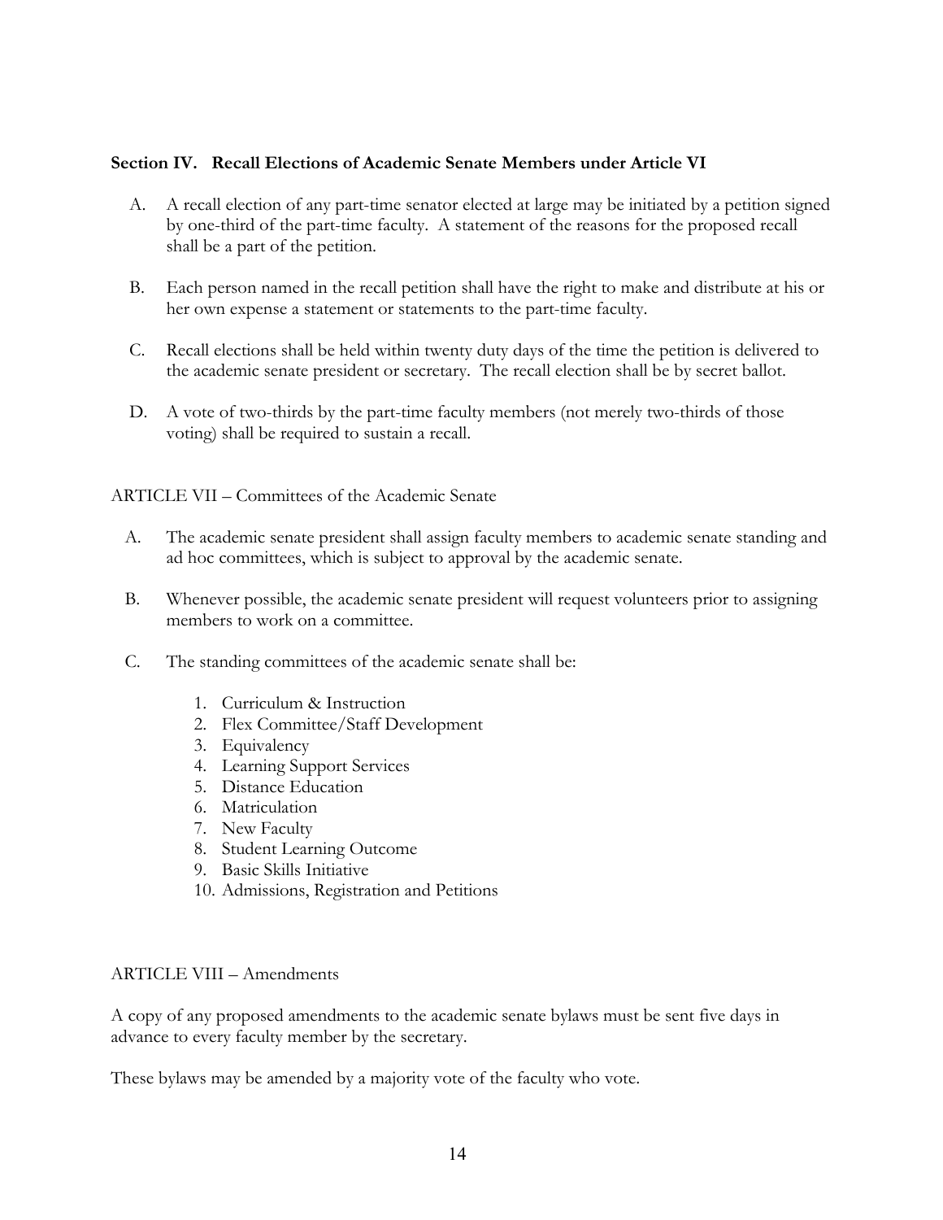**Section IV. Recall Elections of Academic Senate Members under Article VI**

A. A recall election of any part-time senator elected at large may be initiated by a petition signed by one-third of the part-time faculty. A statement of the reasons for the proposed recall shall be a part of the petition.

B. Each person named in the recall petition shall have the right to make and distribute at his or her own expense a statement or statements to the part-time faculty.

C. Recall elections shall be held within twenty duty days of the time the petition is delivered to the academic senate president or secretary. The recall election shall be by secret ballot.

D. A vote of two-thirds by the part-time faculty members (not merely two-thirds of those voting) shall be required to sustain a recall.

ARTICLE VII – Committees of the Academic Senate

A. The academic senate president shall assign faculty members to academic senate standing and ad hoc committees, which is subject to approval by the academic senate.

B. Whenever possible, the academic senate president will request volunteers prior to assigning members to work on a committee.

C. The standing committees of the academic senate shall be:

1. Curriculum & Instruction
2. Flex Committee/Staff Development
3. Equivalency
4. Learning Support Services
5. Distance Education
6. Matriculation
7. New Faculty
8. Student Learning Outcome
9. Basic Skills Initiative
10. Admissions, Registration and Petitions

ARTICLE VIII – Amendments

A copy of any proposed amendments to the academic senate bylaws must be sent five days in advance to every faculty member by the secretary.

These bylaws may be amended by a majority vote of the faculty who vote.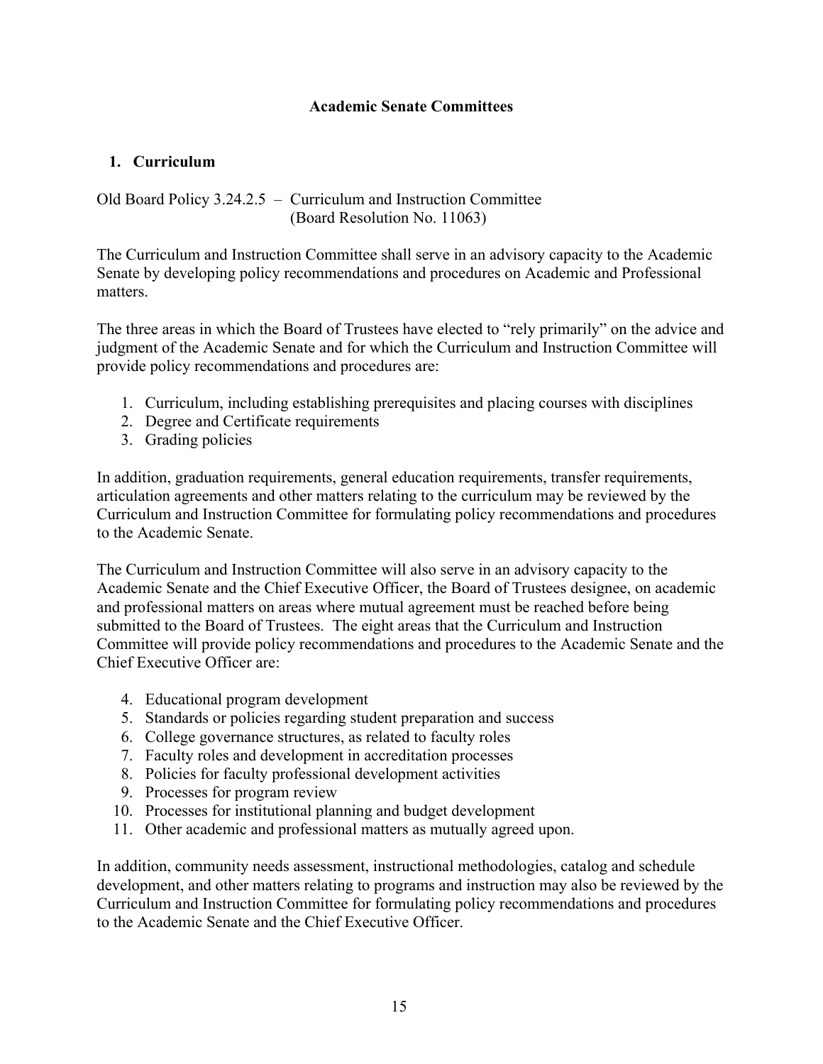## Academic Senate Committees

### 1. Curriculum

Old Board Policy 3.24.2.5 – Curriculum and Instruction Committee
(Board Resolution No. 11063)

The Curriculum and Instruction Committee shall serve in an advisory capacity to the Academic Senate by developing policy recommendations and procedures on Academic and Professional matters.

The three areas in which the Board of Trustees have elected to "rely primarily" on the advice and judgment of the Academic Senate and for which the Curriculum and Instruction Committee will provide policy recommendations and procedures are:

1. Curriculum, including establishing prerequisites and placing courses with disciplines
2. Degree and Certificate requirements
3. Grading policies

In addition, graduation requirements, general education requirements, transfer requirements, articulation agreements and other matters relating to the curriculum may be reviewed by the Curriculum and Instruction Committee for formulating policy recommendations and procedures to the Academic Senate.

The Curriculum and Instruction Committee will also serve in an advisory capacity to the Academic Senate and the Chief Executive Officer, the Board of Trustees designee, on academic and professional matters on areas where mutual agreement must be reached before being submitted to the Board of Trustees. The eight areas that the Curriculum and Instruction Committee will provide policy recommendations and procedures to the Academic Senate and the Chief Executive Officer are:

4. Educational program development
5. Standards or policies regarding student preparation and success
6. College governance structures, as related to faculty roles
7. Faculty roles and development in accreditation processes
8. Policies for faculty professional development activities
9. Processes for program review
10. Processes for institutional planning and budget development
11. Other academic and professional matters as mutually agreed upon.

In addition, community needs assessment, instructional methodologies, catalog and schedule development, and other matters relating to programs and instruction may also be reviewed by the Curriculum and Instruction Committee for formulating policy recommendations and procedures to the Academic Senate and the Chief Executive Officer.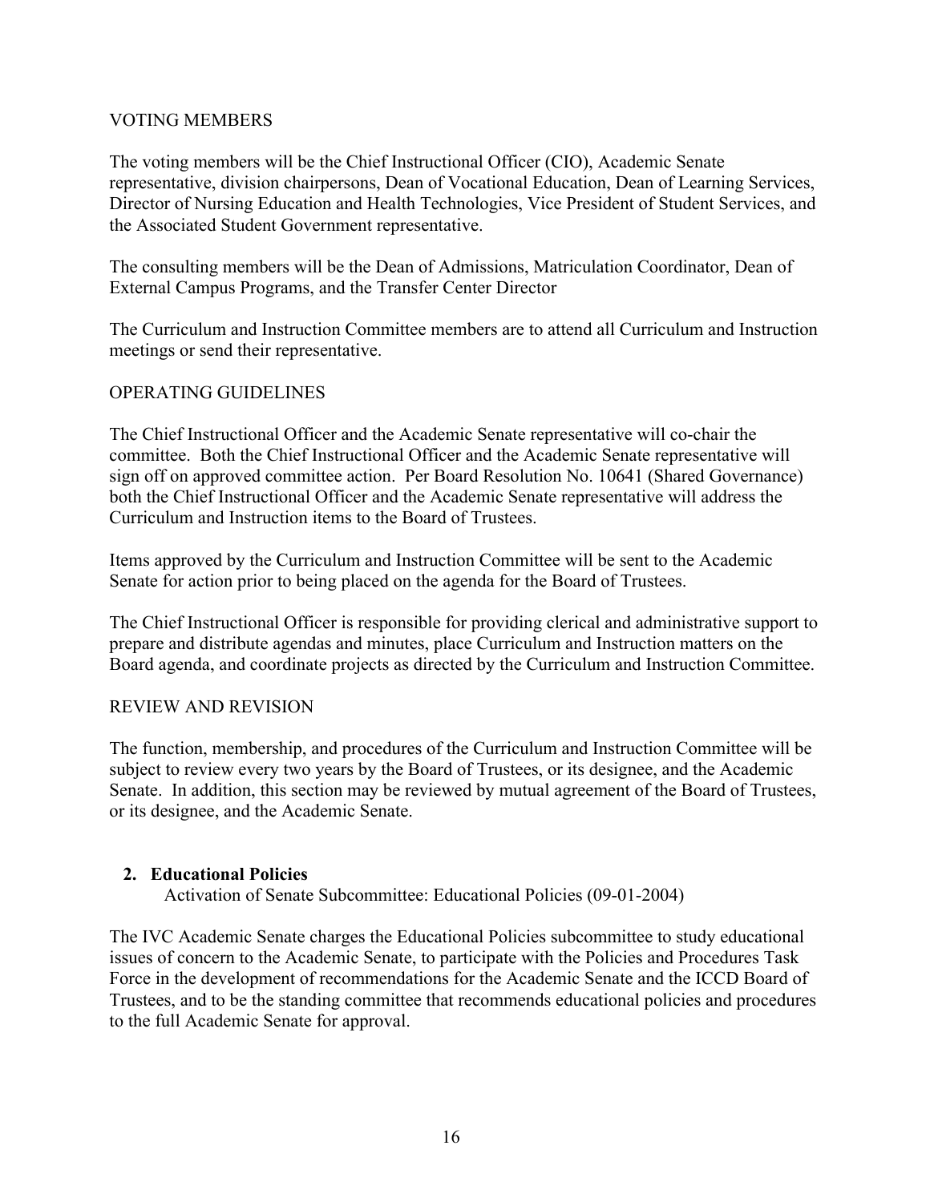VOTING MEMBERS

The voting members will be the Chief Instructional Officer (CIO), Academic Senate representative, division chairpersons, Dean of Vocational Education, Dean of Learning Services, Director of Nursing Education and Health Technologies, Vice President of Student Services, and the Associated Student Government representative.

The consulting members will be the Dean of Admissions, Matriculation Coordinator, Dean of External Campus Programs, and the Transfer Center Director

The Curriculum and Instruction Committee members are to attend all Curriculum and Instruction meetings or send their representative.

OPERATING GUIDELINES

The Chief Instructional Officer and the Academic Senate representative will co-chair the committee. Both the Chief Instructional Officer and the Academic Senate representative will sign off on approved committee action. Per Board Resolution No. 10641 (Shared Governance) both the Chief Instructional Officer and the Academic Senate representative will address the Curriculum and Instruction items to the Board of Trustees.

Items approved by the Curriculum and Instruction Committee will be sent to the Academic Senate for action prior to being placed on the agenda for the Board of Trustees.

The Chief Instructional Officer is responsible for providing clerical and administrative support to prepare and distribute agendas and minutes, place Curriculum and Instruction matters on the Board agenda, and coordinate projects as directed by the Curriculum and Instruction Committee.

REVIEW AND REVISION

The function, membership, and procedures of the Curriculum and Instruction Committee will be subject to review every two years by the Board of Trustees, or its designee, and the Academic Senate. In addition, this section may be reviewed by mutual agreement of the Board of Trustees, or its designee, and the Academic Senate.

**2. Educational Policies**

Activation of Senate Subcommittee: Educational Policies (09-01-2004)

The IVC Academic Senate charges the Educational Policies subcommittee to study educational issues of concern to the Academic Senate, to participate with the Policies and Procedures Task Force in the development of recommendations for the Academic Senate and the ICCD Board of Trustees, and to be the standing committee that recommends educational policies and procedures to the full Academic Senate for approval.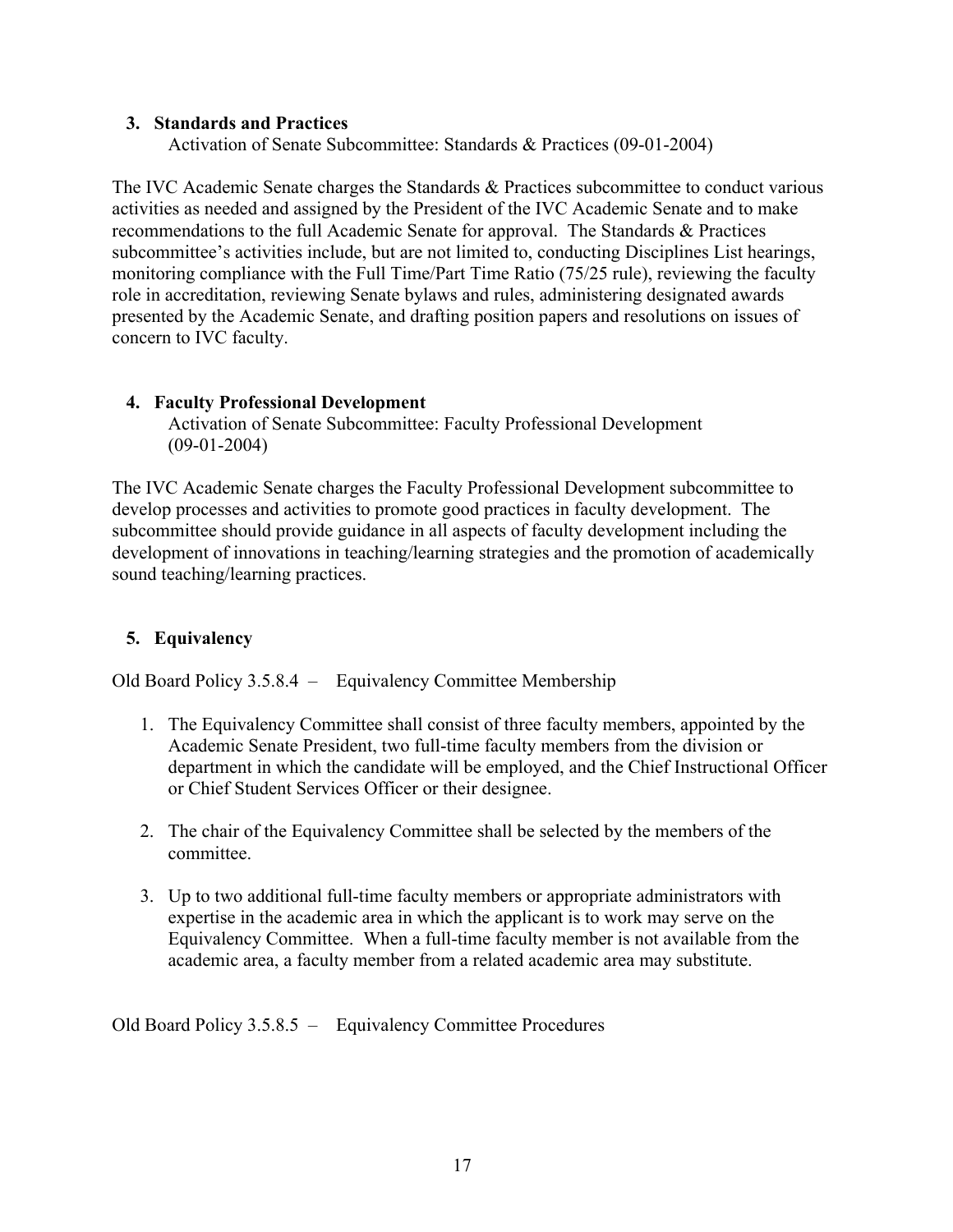### 3. Standards and Practices

Activation of Senate Subcommittee: Standards & Practices (09-01-2004)

The IVC Academic Senate charges the Standards & Practices subcommittee to conduct various activities as needed and assigned by the President of the IVC Academic Senate and to make recommendations to the full Academic Senate for approval. The Standards & Practices subcommittee's activities include, but are not limited to, conducting Disciplines List hearings, monitoring compliance with the Full Time/Part Time Ratio (75/25 rule), reviewing the faculty role in accreditation, reviewing Senate bylaws and rules, administering designated awards presented by the Academic Senate, and drafting position papers and resolutions on issues of concern to IVC faculty.

### 4. Faculty Professional Development

Activation of Senate Subcommittee: Faculty Professional Development (09-01-2004)

The IVC Academic Senate charges the Faculty Professional Development subcommittee to develop processes and activities to promote good practices in faculty development. The subcommittee should provide guidance in all aspects of faculty development including the development of innovations in teaching/learning strategies and the promotion of academically sound teaching/learning practices.

### 5. Equivalency

Old Board Policy 3.5.8.4 – Equivalency Committee Membership

1. The Equivalency Committee shall consist of three faculty members, appointed by the Academic Senate President, two full-time faculty members from the division or department in which the candidate will be employed, and the Chief Instructional Officer or Chief Student Services Officer or their designee.

2. The chair of the Equivalency Committee shall be selected by the members of the committee.

3. Up to two additional full-time faculty members or appropriate administrators with expertise in the academic area in which the applicant is to work may serve on the Equivalency Committee. When a full-time faculty member is not available from the academic area, a faculty member from a related academic area may substitute.

Old Board Policy 3.5.8.5 – Equivalency Committee Procedures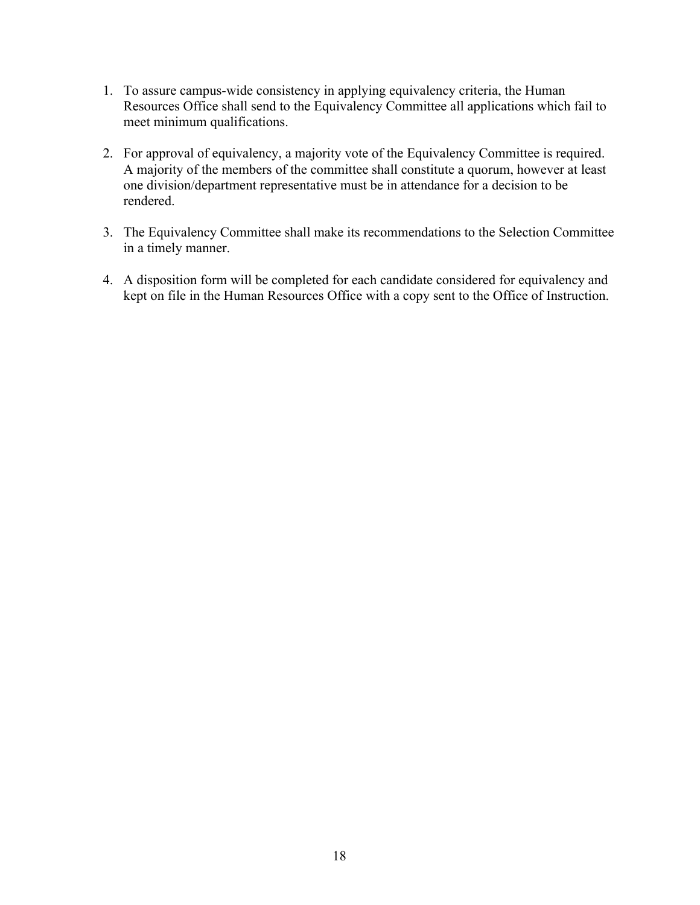1. To assure campus-wide consistency in applying equivalency criteria, the Human Resources Office shall send to the Equivalency Committee all applications which fail to meet minimum qualifications.

2. For approval of equivalency, a majority vote of the Equivalency Committee is required. A majority of the members of the committee shall constitute a quorum, however at least one division/department representative must be in attendance for a decision to be rendered.

3. The Equivalency Committee shall make its recommendations to the Selection Committee in a timely manner.

4. A disposition form will be completed for each candidate considered for equivalency and kept on file in the Human Resources Office with a copy sent to the Office of Instruction.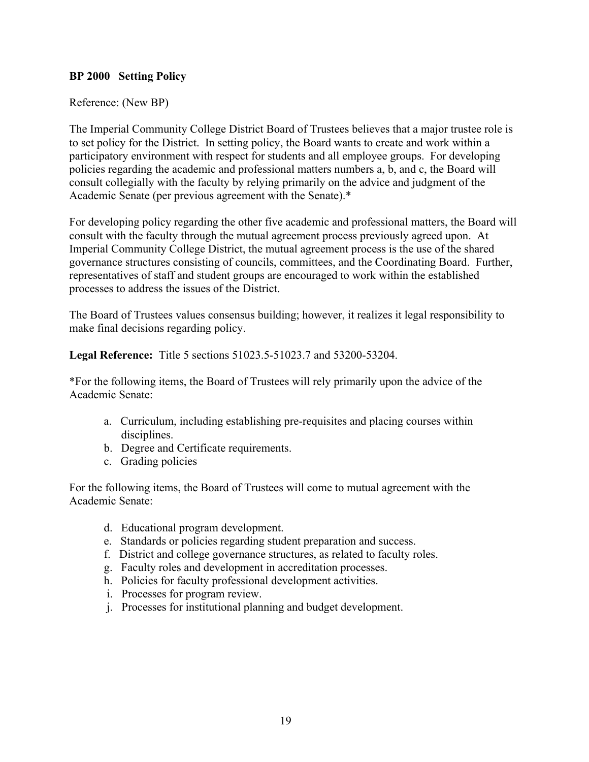**BP 2000 Setting Policy**

Reference: (New BP)

The Imperial Community College District Board of Trustees believes that a major trustee role is to set policy for the District. In setting policy, the Board wants to create and work within a participatory environment with respect for students and all employee groups. For developing policies regarding the academic and professional matters numbers a, b, and c, the Board will consult collegially with the faculty by relying primarily on the advice and judgment of the Academic Senate (per previous agreement with the Senate).*

For developing policy regarding the other five academic and professional matters, the Board will consult with the faculty through the mutual agreement process previously agreed upon. At Imperial Community College District, the mutual agreement process is the use of the shared governance structures consisting of councils, committees, and the Coordinating Board. Further, representatives of staff and student groups are encouraged to work within the established processes to address the issues of the District.

The Board of Trustees values consensus building; however, it realizes it legal responsibility to make final decisions regarding policy.

**Legal Reference:** Title 5 sections 51023.5-51023.7 and 53200-53204.

*For the following items, the Board of Trustees will rely primarily upon the advice of the Academic Senate:

a. Curriculum, including establishing pre-requisites and placing courses within disciplines.
b. Degree and Certificate requirements.
c. Grading policies

For the following items, the Board of Trustees will come to mutual agreement with the Academic Senate:

d. Educational program development.
e. Standards or policies regarding student preparation and success.
f. District and college governance structures, as related to faculty roles.
g. Faculty roles and development in accreditation processes.
h. Policies for faculty professional development activities.
i. Processes for program review.
j. Processes for institutional planning and budget development.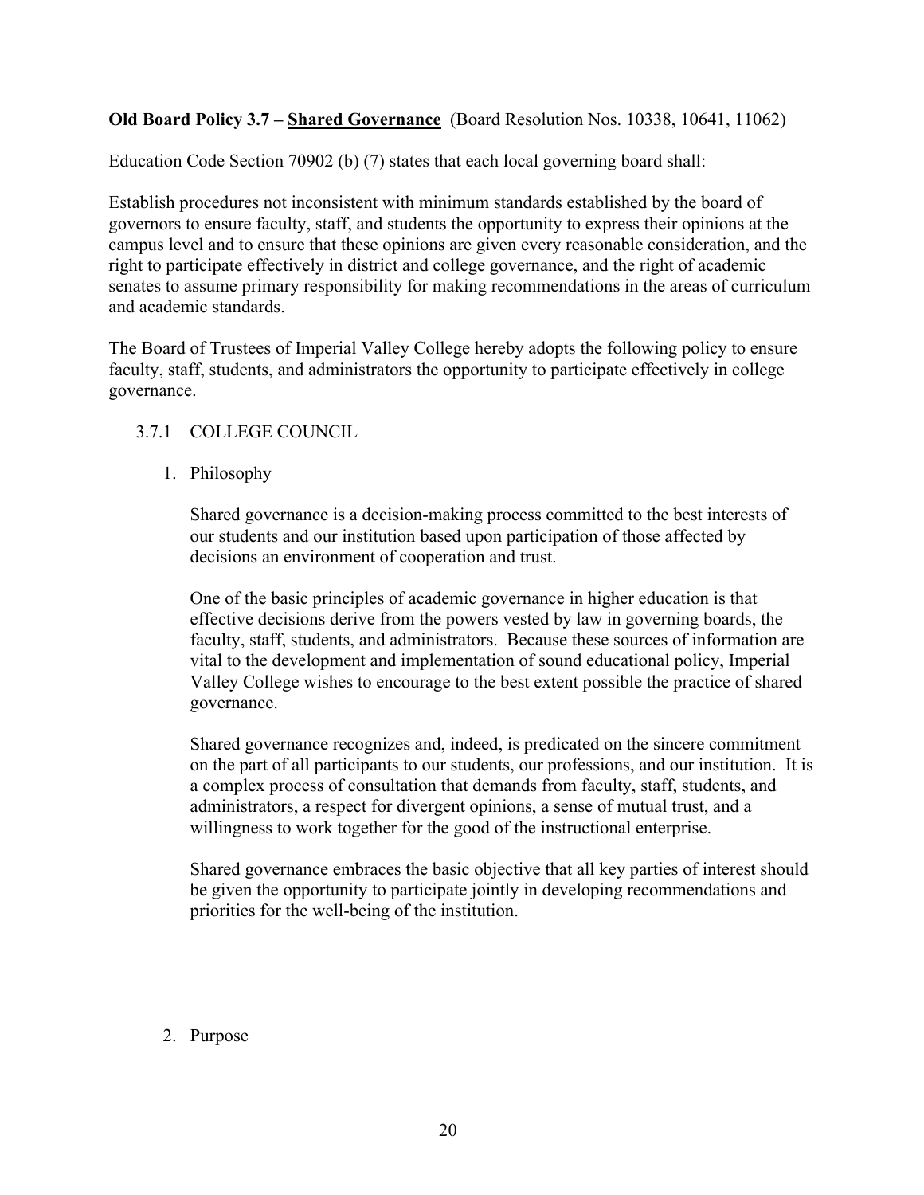**Old Board Policy 3.7 – Shared Governance** (Board Resolution Nos. 10338, 10641, 11062)

Education Code Section 70902 (b) (7) states that each local governing board shall:

Establish procedures not inconsistent with minimum standards established by the board of governors to ensure faculty, staff, and students the opportunity to express their opinions at the campus level and to ensure that these opinions are given every reasonable consideration, and the right to participate effectively in district and college governance, and the right of academic senates to assume primary responsibility for making recommendations in the areas of curriculum and academic standards.

The Board of Trustees of Imperial Valley College hereby adopts the following policy to ensure faculty, staff, students, and administrators the opportunity to participate effectively in college governance.

3.7.1 – COLLEGE COUNCIL

1. Philosophy

   Shared governance is a decision-making process committed to the best interests of our students and our institution based upon participation of those affected by decisions an environment of cooperation and trust.

   One of the basic principles of academic governance in higher education is that effective decisions derive from the powers vested by law in governing boards, the faculty, staff, students, and administrators. Because these sources of information are vital to the development and implementation of sound educational policy, Imperial Valley College wishes to encourage to the best extent possible the practice of shared governance.

   Shared governance recognizes and, indeed, is predicated on the sincere commitment on the part of all participants to our students, our professions, and our institution. It is a complex process of consultation that demands from faculty, staff, students, and administrators, a respect for divergent opinions, a sense of mutual trust, and a willingness to work together for the good of the instructional enterprise.

   Shared governance embraces the basic objective that all key parties of interest should be given the opportunity to participate jointly in developing recommendations and priorities for the well-being of the institution.

2. Purpose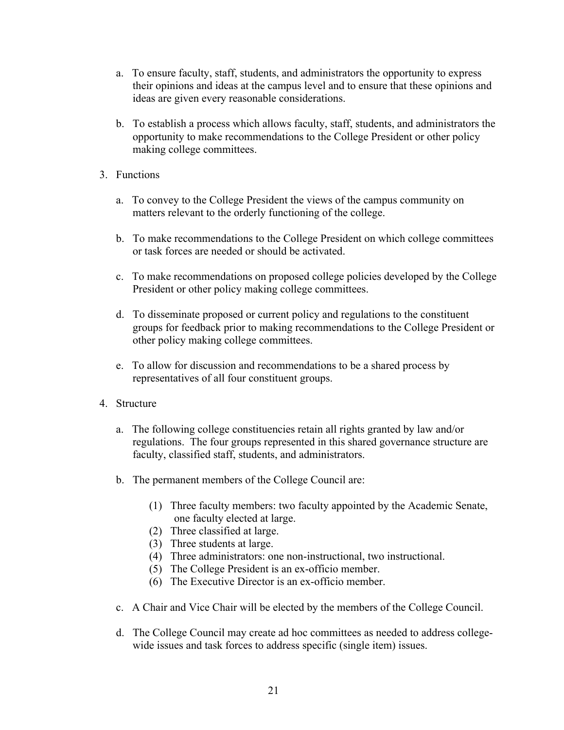a. To ensure faculty, staff, students, and administrators the opportunity to express their opinions and ideas at the campus level and to ensure that these opinions and ideas are given every reasonable considerations.

b. To establish a process which allows faculty, staff, students, and administrators the opportunity to make recommendations to the College President or other policy making college committees.

3. Functions

   a. To convey to the College President the views of the campus community on matters relevant to the orderly functioning of the college.

   b. To make recommendations to the College President on which college committees or task forces are needed or should be activated.

   c. To make recommendations on proposed college policies developed by the College President or other policy making college committees.

   d. To disseminate proposed or current policy and regulations to the constituent groups for feedback prior to making recommendations to the College President or other policy making college committees.

   e. To allow for discussion and recommendations to be a shared process by representatives of all four constituent groups.

4. Structure

   a. The following college constituencies retain all rights granted by law and/or regulations. The four groups represented in this shared governance structure are faculty, classified staff, students, and administrators.

   b. The permanent members of the College Council are:

      (1) Three faculty members: two faculty appointed by the Academic Senate, one faculty elected at large.
      (2) Three classified at large.
      (3) Three students at large.
      (4) Three administrators: one non-instructional, two instructional.
      (5) The College President is an ex-officio member.
      (6) The Executive Director is an ex-officio member.

   c. A Chair and Vice Chair will be elected by the members of the College Council.

   d. The College Council may create ad hoc committees as needed to address college-wide issues and task forces to address specific (single item) issues.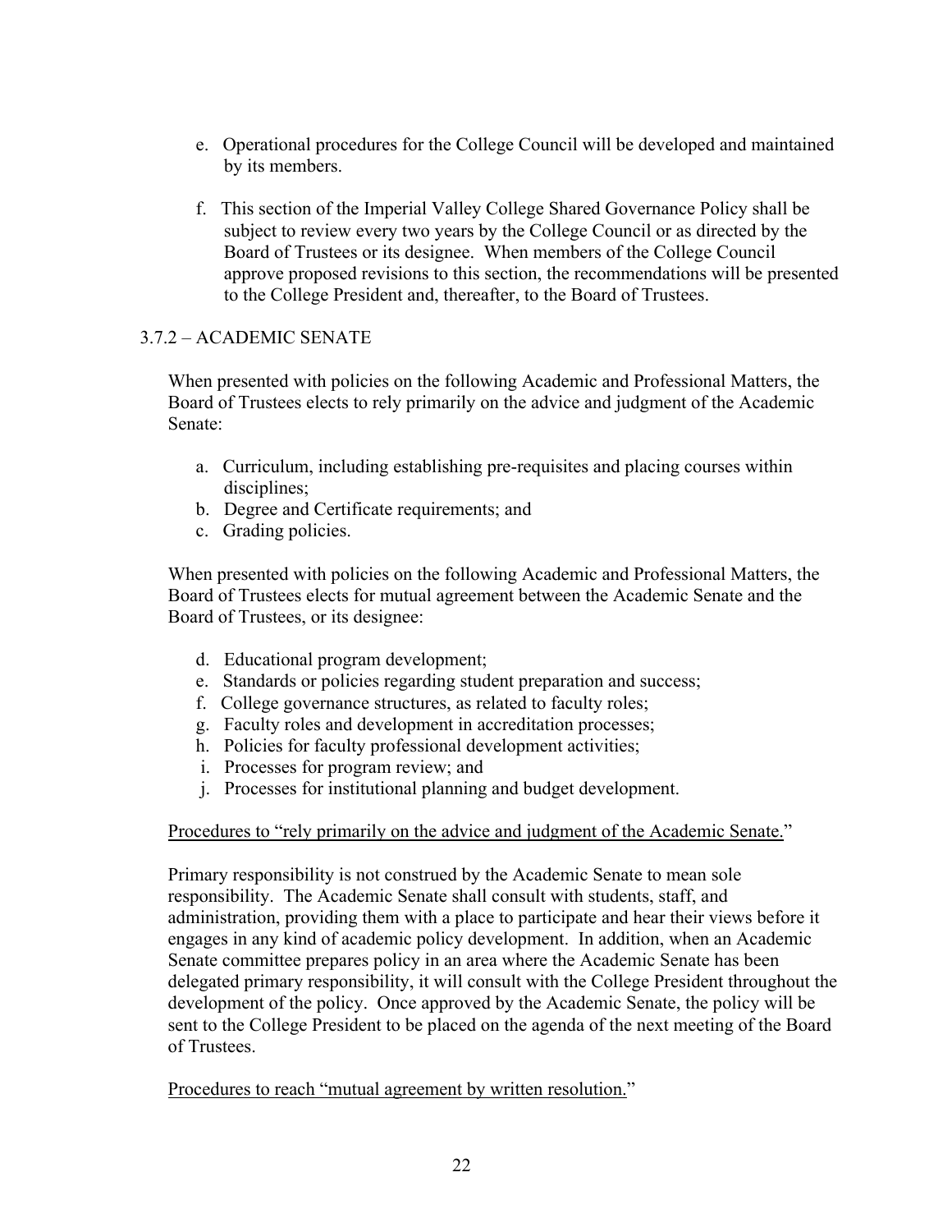e. Operational procedures for the College Council will be developed and maintained by its members.

f. This section of the Imperial Valley College Shared Governance Policy shall be subject to review every two years by the College Council or as directed by the Board of Trustees or its designee. When members of the College Council approve proposed revisions to this section, the recommendations will be presented to the College President and, thereafter, to the Board of Trustees.

### 3.7.2 – ACADEMIC SENATE

When presented with policies on the following Academic and Professional Matters, the Board of Trustees elects to rely primarily on the advice and judgment of the Academic Senate:

a. Curriculum, including establishing pre-requisites and placing courses within disciplines;
b. Degree and Certificate requirements; and
c. Grading policies.

When presented with policies on the following Academic and Professional Matters, the Board of Trustees elects for mutual agreement between the Academic Senate and the Board of Trustees, or its designee:

d. Educational program development;
e. Standards or policies regarding student preparation and success;
f. College governance structures, as related to faculty roles;
g. Faculty roles and development in accreditation processes;
h. Policies for faculty professional development activities;
i. Processes for program review; and
j. Processes for institutional planning and budget development.

<u>Procedures to "rely primarily on the advice and judgment of the Academic Senate."</u>

Primary responsibility is not construed by the Academic Senate to mean sole responsibility. The Academic Senate shall consult with students, staff, and administration, providing them with a place to participate and hear their views before it engages in any kind of academic policy development. In addition, when an Academic Senate committee prepares policy in an area where the Academic Senate has been delegated primary responsibility, it will consult with the College President throughout the development of the policy. Once approved by the Academic Senate, the policy will be sent to the College President to be placed on the agenda of the next meeting of the Board of Trustees.

<u>Procedures to reach "mutual agreement by written resolution."</u>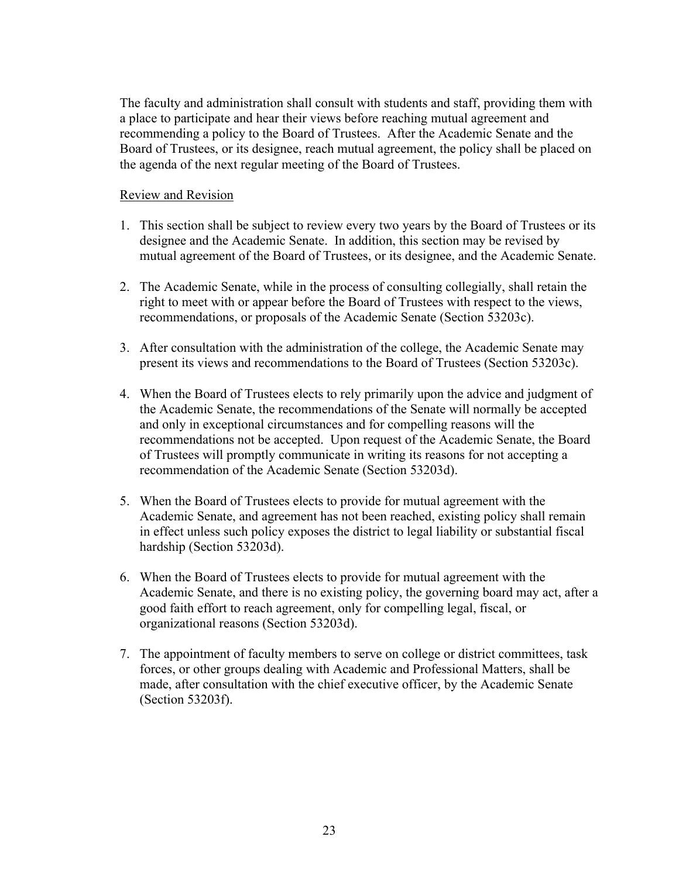The faculty and administration shall consult with students and staff, providing them with a place to participate and hear their views before reaching mutual agreement and recommending a policy to the Board of Trustees. After the Academic Senate and the Board of Trustees, or its designee, reach mutual agreement, the policy shall be placed on the agenda of the next regular meeting of the Board of Trustees.

<u>Review and Revision</u>

1. This section shall be subject to review every two years by the Board of Trustees or its designee and the Academic Senate. In addition, this section may be revised by mutual agreement of the Board of Trustees, or its designee, and the Academic Senate.

2. The Academic Senate, while in the process of consulting collegially, shall retain the right to meet with or appear before the Board of Trustees with respect to the views, recommendations, or proposals of the Academic Senate (Section 53203c).

3. After consultation with the administration of the college, the Academic Senate may present its views and recommendations to the Board of Trustees (Section 53203c).

4. When the Board of Trustees elects to rely primarily upon the advice and judgment of the Academic Senate, the recommendations of the Senate will normally be accepted and only in exceptional circumstances and for compelling reasons will the recommendations not be accepted. Upon request of the Academic Senate, the Board of Trustees will promptly communicate in writing its reasons for not accepting a recommendation of the Academic Senate (Section 53203d).

5. When the Board of Trustees elects to provide for mutual agreement with the Academic Senate, and agreement has not been reached, existing policy shall remain in effect unless such policy exposes the district to legal liability or substantial fiscal hardship (Section 53203d).

6. When the Board of Trustees elects to provide for mutual agreement with the Academic Senate, and there is no existing policy, the governing board may act, after a good faith effort to reach agreement, only for compelling legal, fiscal, or organizational reasons (Section 53203d).

7. The appointment of faculty members to serve on college or district committees, task forces, or other groups dealing with Academic and Professional Matters, shall be made, after consultation with the chief executive officer, by the Academic Senate (Section 53203f).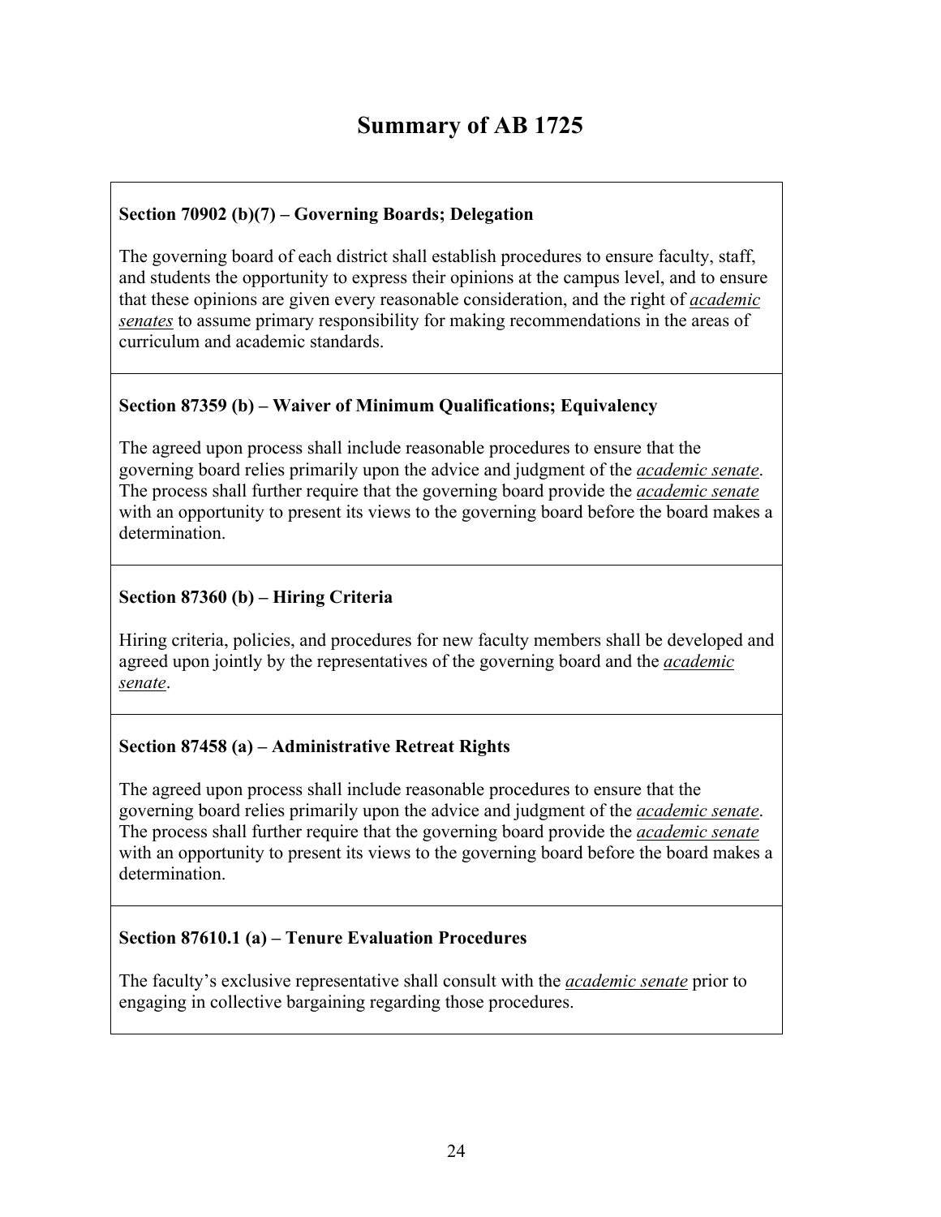# Summary of AB 1725

**Section 70902 (b)(7) – Governing Boards; Delegation**

The governing board of each district shall establish procedures to ensure faculty, staff, and students the opportunity to express their opinions at the campus level, and to ensure that these opinions are given every reasonable consideration, and the right of ***academic senates*** to assume primary responsibility for making recommendations in the areas of curriculum and academic standards.

**Section 87359 (b) – Waiver of Minimum Qualifications; Equivalency**

The agreed upon process shall include reasonable procedures to ensure that the governing board relies primarily upon the advice and judgment of the ***academic senate***. The process shall further require that the governing board provide the ***academic senate*** with an opportunity to present its views to the governing board before the board makes a determination.

**Section 87360 (b) – Hiring Criteria**

Hiring criteria, policies, and procedures for new faculty members shall be developed and agreed upon jointly by the representatives of the governing board and the ***academic senate***.

**Section 87458 (a) – Administrative Retreat Rights**

The agreed upon process shall include reasonable procedures to ensure that the governing board relies primarily upon the advice and judgment of the ***academic senate***. The process shall further require that the governing board provide the ***academic senate*** with an opportunity to present its views to the governing board before the board makes a determination.

**Section 87610.1 (a) – Tenure Evaluation Procedures**

The faculty's exclusive representative shall consult with the ***academic senate*** prior to engaging in collective bargaining regarding those procedures.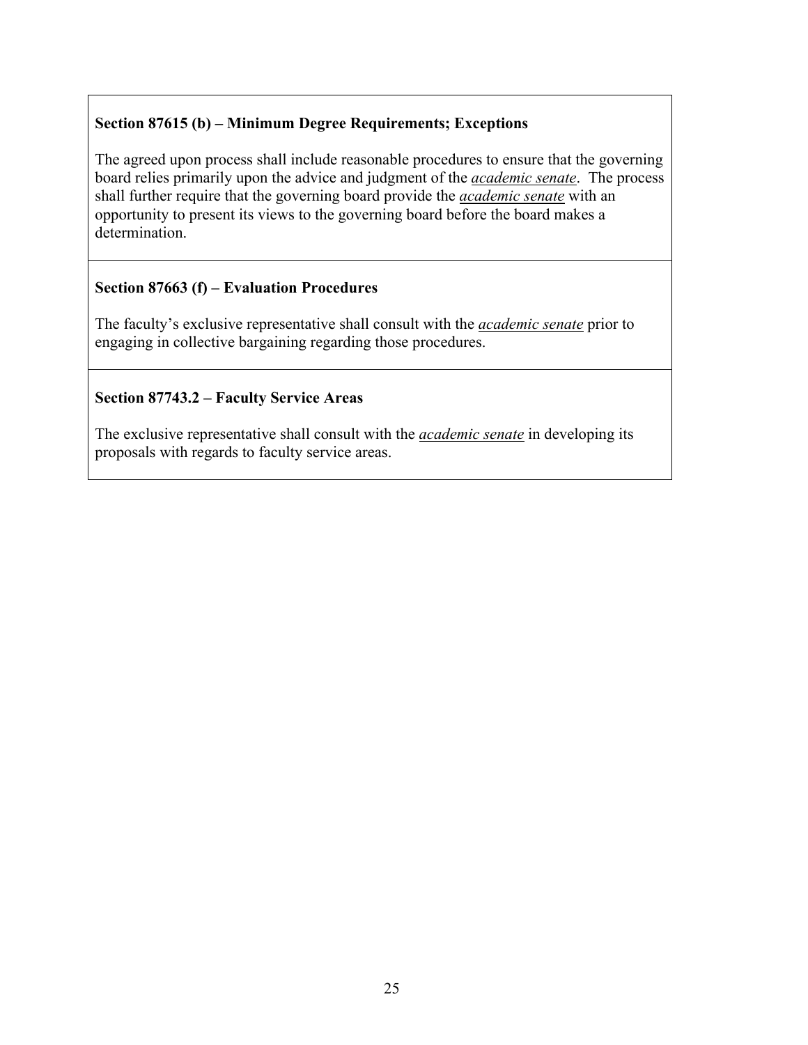**Section 87615 (b) – Minimum Degree Requirements; Exceptions**

The agreed upon process shall include reasonable procedures to ensure that the governing board relies primarily upon the advice and judgment of the ***academic senate***. The process shall further require that the governing board provide the ***academic senate*** with an opportunity to present its views to the governing board before the board makes a determination.

**Section 87663 (f) – Evaluation Procedures**

The faculty's exclusive representative shall consult with the ***academic senate*** prior to engaging in collective bargaining regarding those procedures.

**Section 87743.2 – Faculty Service Areas**

The exclusive representative shall consult with the ***academic senate*** in developing its proposals with regards to faculty service areas.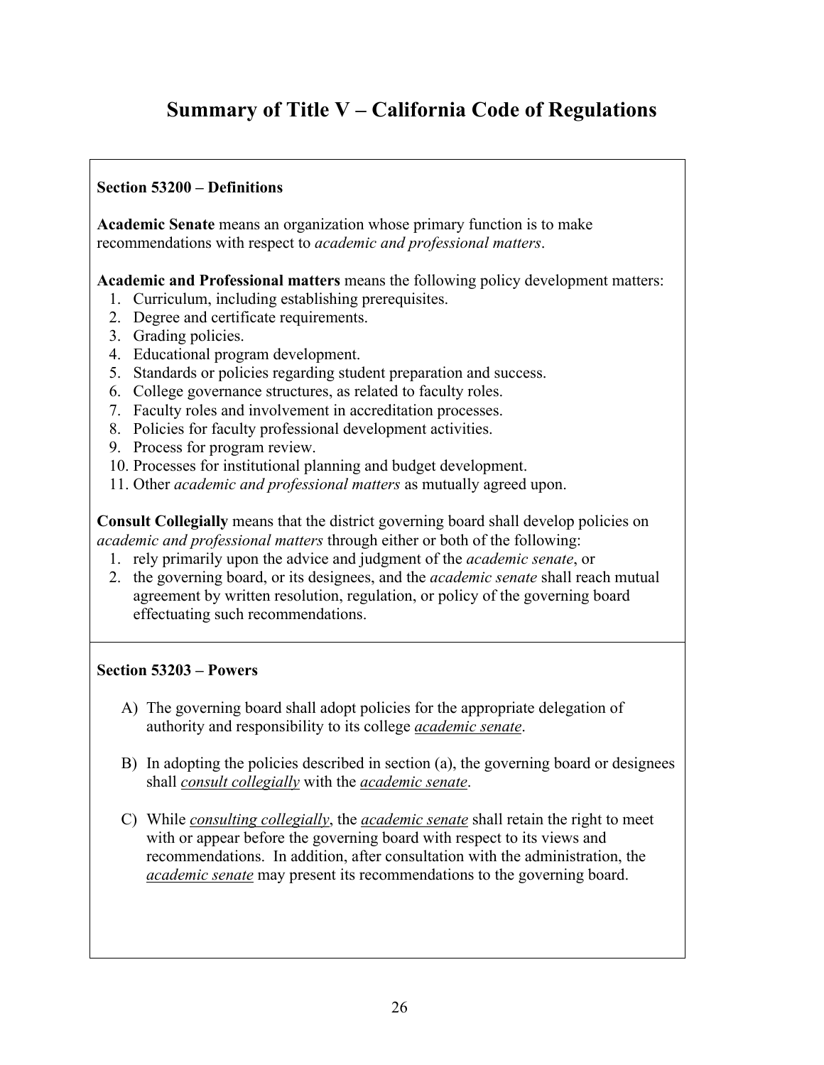# Summary of Title V – California Code of Regulations

**Section 53200 – Definitions**

**Academic Senate** means an organization whose primary function is to make recommendations with respect to *academic and professional matters*.

**Academic and Professional matters** means the following policy development matters:

1. Curriculum, including establishing prerequisites.
2. Degree and certificate requirements.
3. Grading policies.
4. Educational program development.
5. Standards or policies regarding student preparation and success.
6. College governance structures, as related to faculty roles.
7. Faculty roles and involvement in accreditation processes.
8. Policies for faculty professional development activities.
9. Process for program review.
10. Processes for institutional planning and budget development.
11. Other *academic and professional matters* as mutually agreed upon.

**Consult Collegially** means that the district governing board shall develop policies on *academic and professional matters* through either or both of the following:

1. rely primarily upon the advice and judgment of the *academic senate*, or
2. the governing board, or its designees, and the *academic senate* shall reach mutual agreement by written resolution, regulation, or policy of the governing board effectuating such recommendations.

**Section 53203 – Powers**

A) The governing board shall adopt policies for the appropriate delegation of authority and responsibility to its college ***academic senate***.

B) In adopting the policies described in section (a), the governing board or designees shall ***consult collegially*** with the ***academic senate***.

C) While ***consulting collegially***, the ***academic senate*** shall retain the right to meet with or appear before the governing board with respect to its views and recommendations. In addition, after consultation with the administration, the ***academic senate*** may present its recommendations to the governing board.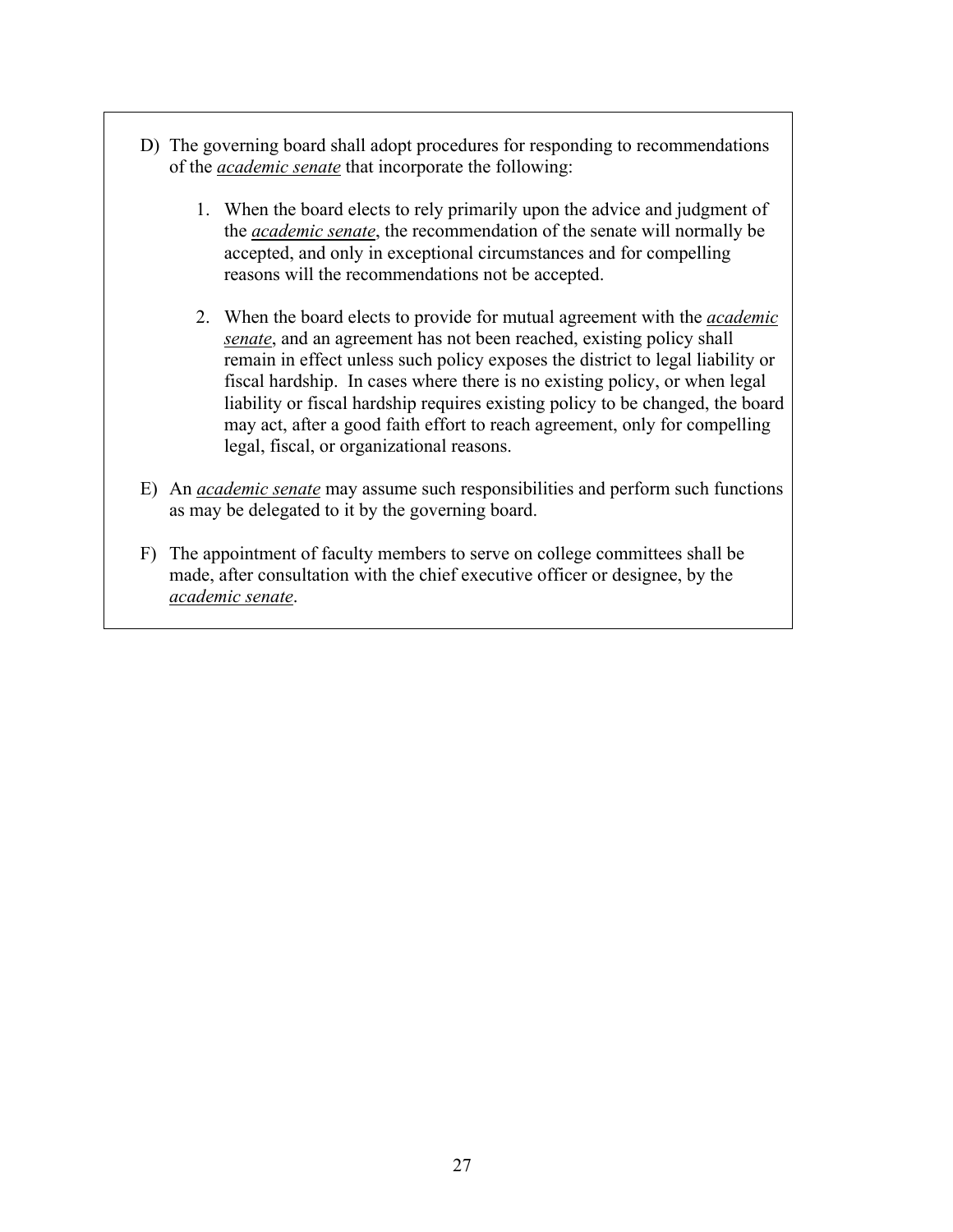D) The governing board shall adopt procedures for responding to recommendations of the ***academic senate*** that incorporate the following:

   1. When the board elects to rely primarily upon the advice and judgment of the ***academic senate***, the recommendation of the senate will normally be accepted, and only in exceptional circumstances and for compelling reasons will the recommendations not be accepted.

   2. When the board elects to provide for mutual agreement with the ***academic senate***, and an agreement has not been reached, existing policy shall remain in effect unless such policy exposes the district to legal liability or fiscal hardship. In cases where there is no existing policy, or when legal liability or fiscal hardship requires existing policy to be changed, the board may act, after a good faith effort to reach agreement, only for compelling legal, fiscal, or organizational reasons.

E) An ***academic senate*** may assume such responsibilities and perform such functions as may be delegated to it by the governing board.

F) The appointment of faculty members to serve on college committees shall be made, after consultation with the chief executive officer or designee, by the ***academic senate***.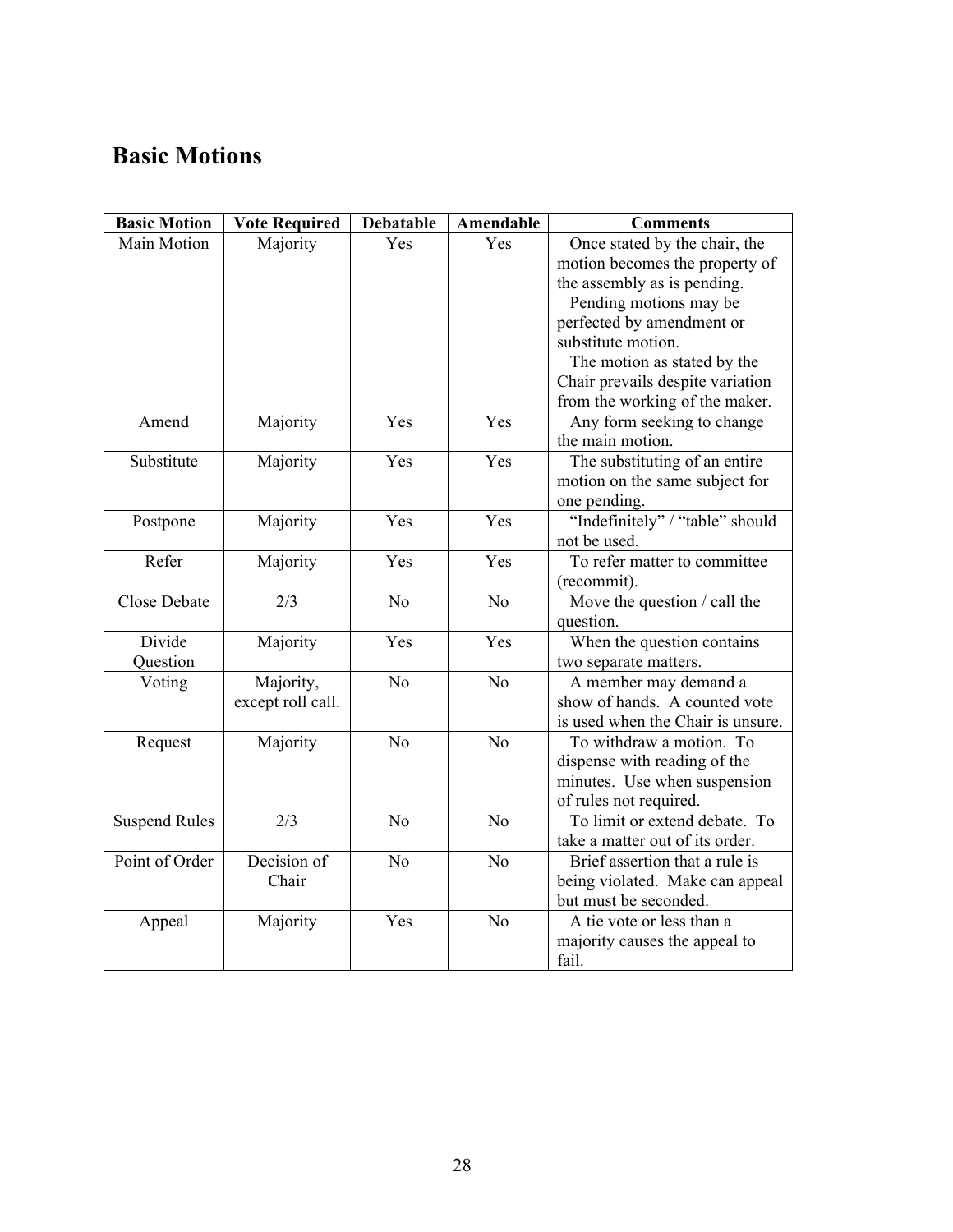## Basic Motions

| Basic Motion | Vote Required | Debatable | Amendable | Comments |
|---|---|---|---|---|
| Main Motion | Majority | Yes | Yes | Once stated by the chair, the motion becomes the property of the assembly as is pending. Pending motions may be perfected by amendment or substitute motion. The motion as stated by the Chair prevails despite variation from the working of the maker. |
| Amend | Majority | Yes | Yes | Any form seeking to change the main motion. |
| Substitute | Majority | Yes | Yes | The substituting of an entire motion on the same subject for one pending. |
| Postpone | Majority | Yes | Yes | "Indefinitely" / "table" should not be used. |
| Refer | Majority | Yes | Yes | To refer matter to committee (recommit). |
| Close Debate | 2/3 | No | No | Move the question / call the question. |
| Divide Question | Majority | Yes | Yes | When the question contains two separate matters. |
| Voting | Majority, except roll call. | No | No | A member may demand a show of hands. A counted vote is used when the Chair is unsure. |
| Request | Majority | No | No | To withdraw a motion. To dispense with reading of the minutes. Use when suspension of rules not required. |
| Suspend Rules | 2/3 | No | No | To limit or extend debate. To take a matter out of its order. |
| Point of Order | Decision of Chair | No | No | Brief assertion that a rule is being violated. Make can appeal but must be seconded. |
| Appeal | Majority | Yes | No | A tie vote or less than a majority causes the appeal to fail. |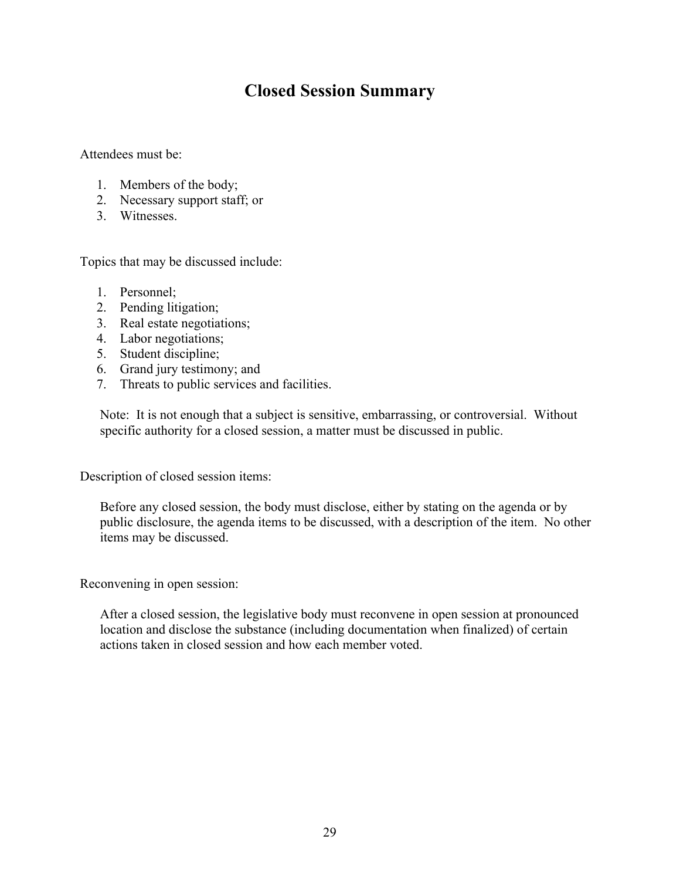# Closed Session Summary

Attendees must be:

1. Members of the body;
2. Necessary support staff; or
3. Witnesses.

Topics that may be discussed include:

1. Personnel;
2. Pending litigation;
3. Real estate negotiations;
4. Labor negotiations;
5. Student discipline;
6. Grand jury testimony; and
7. Threats to public services and facilities.

Note: It is not enough that a subject is sensitive, embarrassing, or controversial. Without specific authority for a closed session, a matter must be discussed in public.

Description of closed session items:

Before any closed session, the body must disclose, either by stating on the agenda or by public disclosure, the agenda items to be discussed, with a description of the item. No other items may be discussed.

Reconvening in open session:

After a closed session, the legislative body must reconvene in open session at pronounced location and disclose the substance (including documentation when finalized) of certain actions taken in closed session and how each member voted.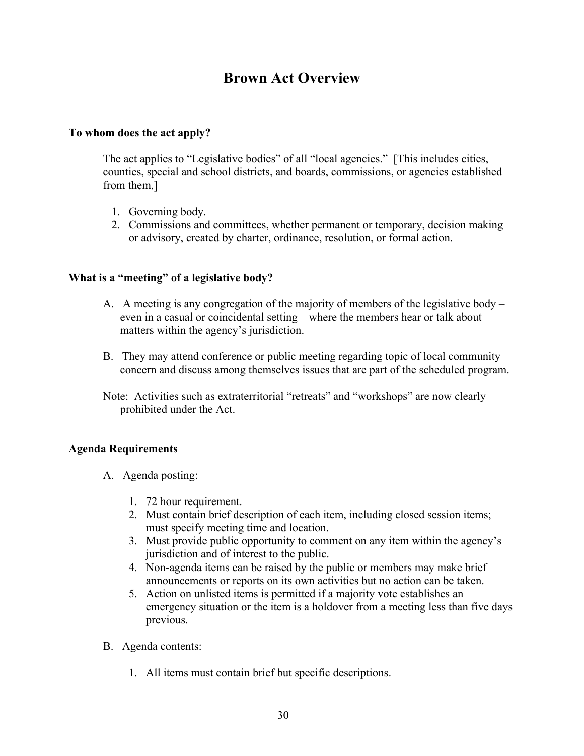# Brown Act Overview

### To whom does the act apply?

The act applies to "Legislative bodies" of all "local agencies." [This includes cities, counties, special and school districts, and boards, commissions, or agencies established from them.]

1. Governing body.
2. Commissions and committees, whether permanent or temporary, decision making or advisory, created by charter, ordinance, resolution, or formal action.

### What is a "meeting" of a legislative body?

A. A meeting is any congregation of the majority of members of the legislative body – even in a casual or coincidental setting – where the members hear or talk about matters within the agency's jurisdiction.

B. They may attend conference or public meeting regarding topic of local community concern and discuss among themselves issues that are part of the scheduled program.

Note: Activities such as extraterritorial "retreats" and "workshops" are now clearly prohibited under the Act.

### Agenda Requirements

A. Agenda posting:

1. 72 hour requirement.
2. Must contain brief description of each item, including closed session items; must specify meeting time and location.
3. Must provide public opportunity to comment on any item within the agency's jurisdiction and of interest to the public.
4. Non-agenda items can be raised by the public or members may make brief announcements or reports on its own activities but no action can be taken.
5. Action on unlisted items is permitted if a majority vote establishes an emergency situation or the item is a holdover from a meeting less than five days previous.

B. Agenda contents:

1. All items must contain brief but specific descriptions.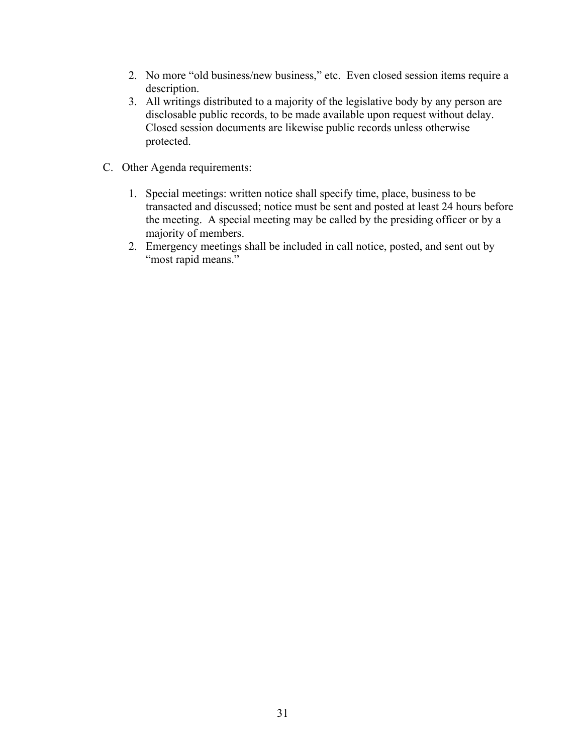2. No more "old business/new business," etc. Even closed session items require a description.
3. All writings distributed to a majority of the legislative body by any person are disclosable public records, to be made available upon request without delay. Closed session documents are likewise public records unless otherwise protected.

C. Other Agenda requirements:

1. Special meetings: written notice shall specify time, place, business to be transacted and discussed; notice must be sent and posted at least 24 hours before the meeting. A special meeting may be called by the presiding officer or by a majority of members.
2. Emergency meetings shall be included in call notice, posted, and sent out by "most rapid means."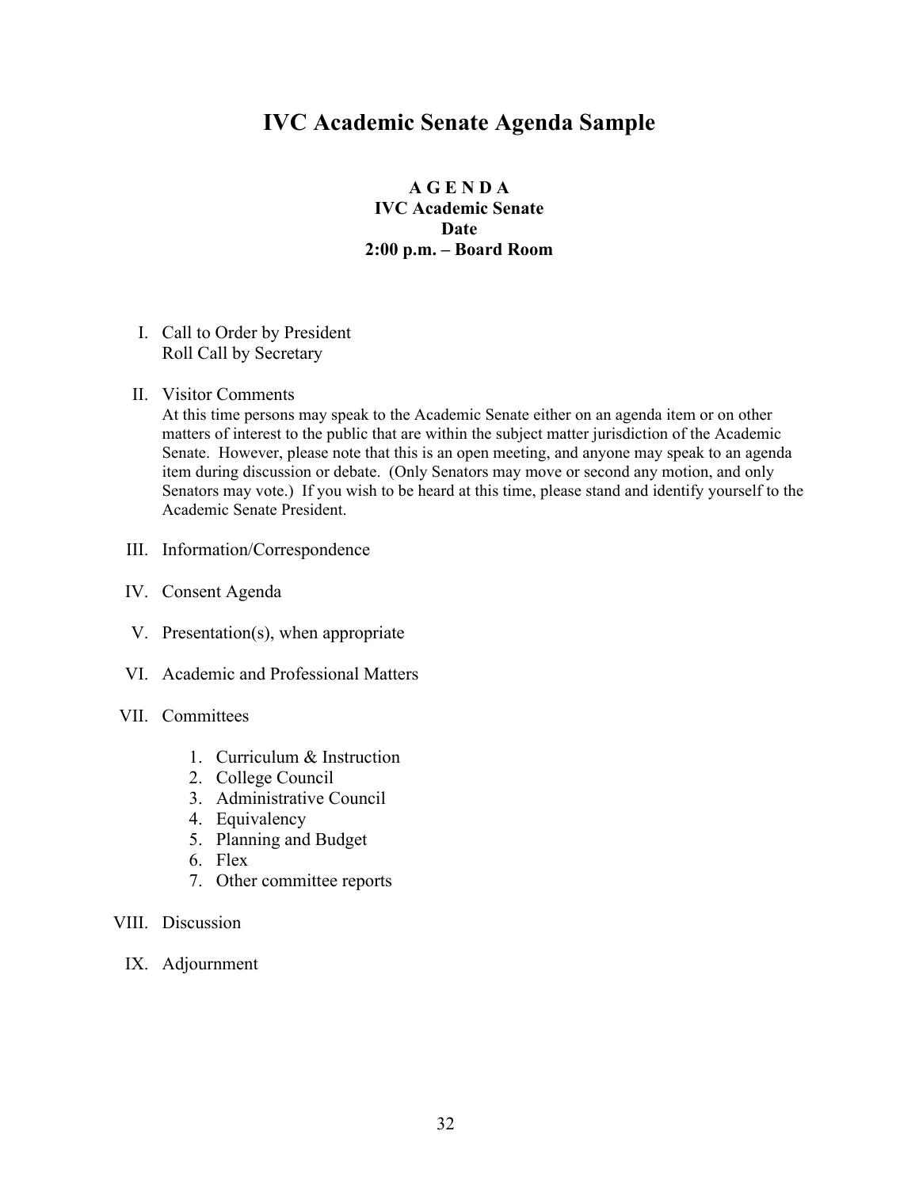# IVC Academic Senate Agenda Sample

**A G E N D A**
**IVC Academic Senate**
**Date**
**2:00 p.m. – Board Room**

I. Call to Order by President
   Roll Call by Secretary

II. Visitor Comments
   At this time persons may speak to the Academic Senate either on an agenda item or on other matters of interest to the public that are within the subject matter jurisdiction of the Academic Senate. However, please note that this is an open meeting, and anyone may speak to an agenda item during discussion or debate. (Only Senators may move or second any motion, and only Senators may vote.) If you wish to be heard at this time, please stand and identify yourself to the Academic Senate President.

III. Information/Correspondence

IV. Consent Agenda

V. Presentation(s), when appropriate

VI. Academic and Professional Matters

VII. Committees

   1. Curriculum & Instruction
   2. College Council
   3. Administrative Council
   4. Equivalency
   5. Planning and Budget
   6. Flex
   7. Other committee reports

VIII. Discussion

IX. Adjournment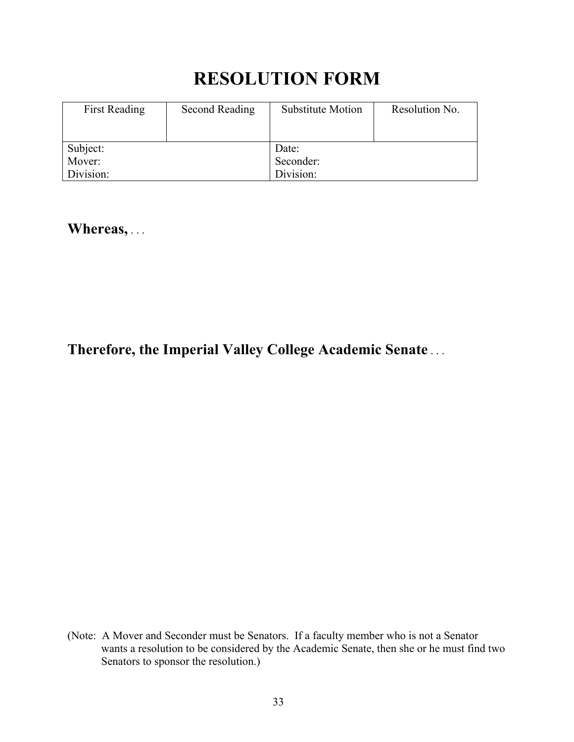# RESOLUTION FORM

| First Reading | Second Reading | Substitute Motion | Resolution No. |
|---|---|---|---|
| | | | |
| Subject:<br>Mover:<br>Division: | | Date:<br>Seconder:<br>Division: | |

**Whereas,** . . .

**Therefore, the Imperial Valley College Academic Senate** . . .

(Note: A Mover and Seconder must be Senators. If a faculty member who is not a Senator wants a resolution to be considered by the Academic Senate, then she or he must find two Senators to sponsor the resolution.)